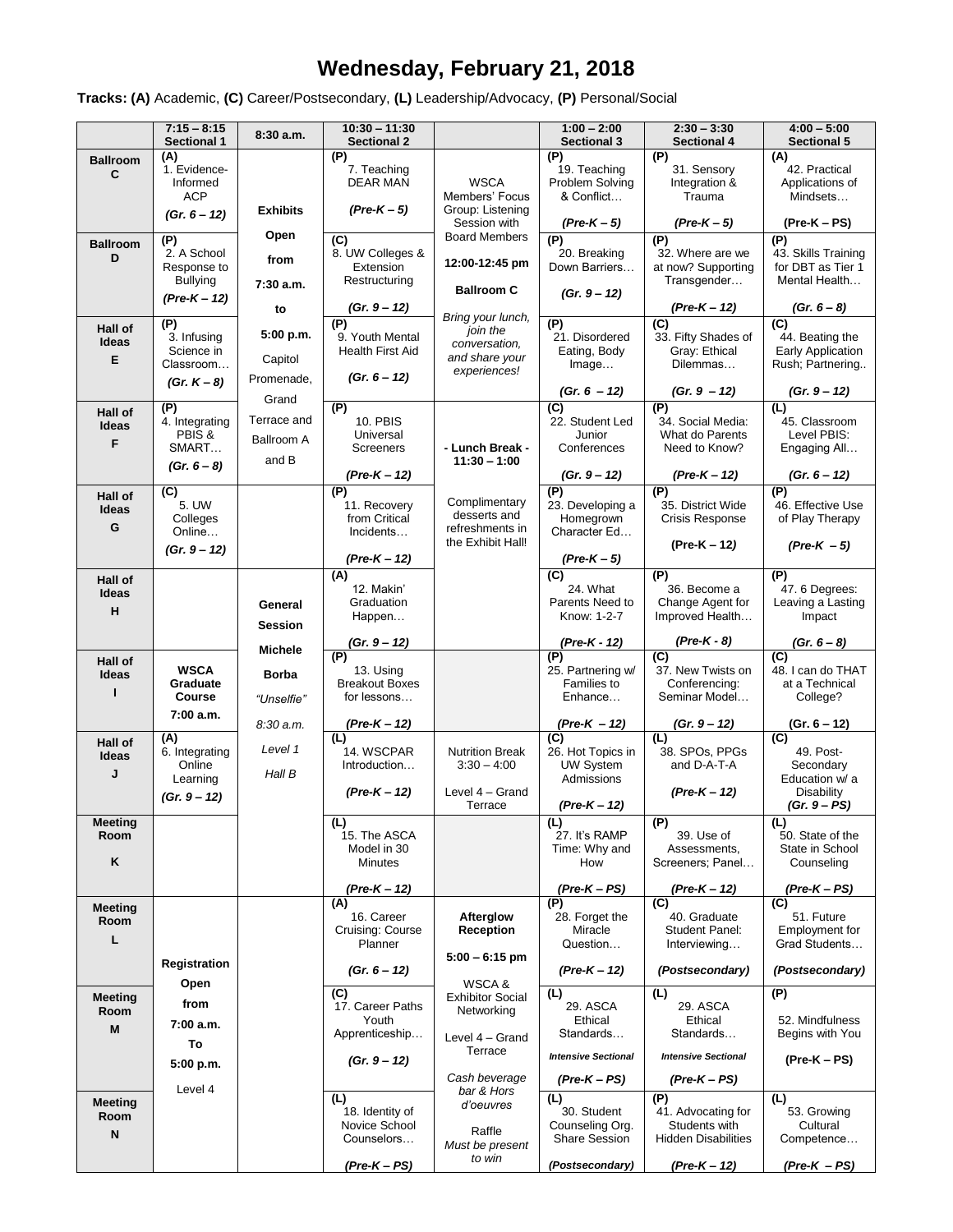# Wednesday, February 21, 2018

**Tracks: (A)** Academic, **(C)** Career/Postsecondary, **(L)** Leadership/Advocacy, **(P)** Personal/Social

| | 7:15 – 8:15 Sectional 1 | 8:30 a.m. | 10:30 – 11:30 Sectional 2 | | 1:00 – 2:00 Sectional 3 | 2:30 – 3:30 Sectional 4 | 4:00 – 5:00 Sectional 5 |
|---|---|---|---|---|---|---|---|
| **Ballroom C** | (A) 1. Evidence-Informed ACP *(Gr. 6 – 12)* | **Exhibits Open from 7:30 a.m. to 5:00 p.m.** Capitol Promenade, Grand Terrace and Ballroom A and B | (P) 7. Teaching DEAR MAN *(Pre-K – 5)* | WSCA Members' Focus Group: Listening Session with Board Members **12:00-12:45 pm** **Ballroom C** *Bring your lunch, join the conversation, and share your experiences!* | (P) 19. Teaching Problem Solving & Conflict… *(Pre-K – 5)* | (P) 31. Sensory Integration & Trauma *(Pre-K – 5)* | (A) 42. Practical Applications of Mindsets… (Pre-K – PS) |
| **Ballroom D** | (P) 2. A School Response to Bullying *(Pre-K – 12)* | | (C) 8. UW Colleges & Extension Restructuring *(Gr. 9 – 12)* | | (P) 20. Breaking Down Barriers… *(Gr. 9 – 12)* | (P) 32. Where are we at now? Supporting Transgender… *(Pre-K – 12)* | (P) 43. Skills Training for DBT as Tier 1 Mental Health… *(Gr. 6 – 8)* |
| **Hall of Ideas E** | (P) 3. Infusing Science in Classroom… *(Gr. K – 8)* | | (P) 9. Youth Mental Health First Aid *(Gr. 6 – 12)* | | (P) 21. Disordered Eating, Body Image… *(Gr. 6 – 12)* | (C) 33. Fifty Shades of Gray: Ethical Dilemmas… *(Gr. 9 – 12)* | (C) 44. Beating the Early Application Rush; Partnering.. *(Gr. 9 – 12)* |
| **Hall of Ideas F** | (P) 4. Integrating PBIS & SMART… *(Gr. 6 – 8)* | | (P) 10. PBIS Universal Screeners *(Pre-K – 12)* | **- Lunch Break - 11:30 – 1:00** Complimentary desserts and refreshments in the Exhibit Hall! | (C) 22. Student Led Junior Conferences *(Gr. 9 – 12)* | (P) 34. Social Media: What do Parents Need to Know? *(Pre-K – 12)* | (L) 45. Classroom Level PBIS: Engaging All… *(Gr. 6 – 12)* |
| **Hall of Ideas G** | (C) 5. UW Colleges Online… *(Gr. 9 – 12)* | | (P) 11. Recovery from Critical Incidents… *(Pre-K – 12)* | | (P) 23. Developing a Homegrown Character Ed… *(Pre-K – 5)* | (P) 35. District Wide Crisis Response (Pre-K – 12) | (P) 46. Effective Use of Play Therapy *(Pre-K – 5)* |
| **Hall of Ideas H** | | **General Session** **Michele Borba** *"Unselfie"* *8:30 a.m.* *Level 1 Hall B* | (A) 12. Makin' Graduation Happen… *(Gr. 9 – 12)* | | (C) 24. What Parents Need to Know: 1-2-7 *(Pre-K - 12)* | (P) 36. Become a Change Agent for Improved Health… *(Pre-K - 8)* | (P) 47. 6 Degrees: Leaving a Lasting Impact *(Gr. 6 – 8)* |
| **Hall of Ideas I** | **WSCA Graduate Course 7:00 a.m.** | | (P) 13. Using Breakout Boxes for lessons… *(Pre-K – 12)* | | (P) 25. Partnering w/ Families to Enhance… *(Pre-K – 12)* | (C) 37. New Twists on Conferencing: Seminar Model… *(Gr. 9 – 12)* | (C) 48. I can do THAT at a Technical College? *(Gr. 6 – 12)* |
| **Hall of Ideas J** | (A) 6. Integrating Online Learning *(Gr. 9 – 12)* | | (L) 14. WSCPAR Introduction… *(Pre-K – 12)* | Nutrition Break 3:30 – 4:00 Level 4 – Grand Terrace | (C) 26. Hot Topics in UW System Admissions *(Pre-K – 12)* | (L) 38. SPOs, PPGs and D-A-T-A *(Pre-K – 12)* | (C) 49. Post-Secondary Education w/ a Disability *(Gr. 9 – PS)* |
| **Meeting Room K** | | | (L) 15. The ASCA Model in 30 Minutes *(Pre-K – 12)* | | (L) 27. It's RAMP Time: Why and How *(Pre-K – PS)* | (P) 39. Use of Assessments, Screeners; Panel… *(Pre-K – 12)* | (L) 50. State of the State in School Counseling *(Pre-K – PS)* |
| **Meeting Room L** | **Registration Open from 7:00 a.m. To 5:00 p.m.** Level 4 | | (A) 16. Career Cruising: Course Planner *(Gr. 6 – 12)* | **Afterglow Reception** **5:00 – 6:15 pm** WSCA & Exhibitor Social Networking Level 4 – Grand Terrace *Cash beverage bar & Hors d'oeuvres* Raffle *Must be present to win* | (P) 28. Forget the Miracle Question… *(Pre-K – 12)* | (C) 40. Graduate Student Panel: Interviewing… *(Postsecondary)* | (C) 51. Future Employment for Grad Students… *(Postsecondary)* |
| **Meeting Room M** | | | (C) 17. Career Paths Youth Apprenticeship… *(Gr. 9 – 12)* | | (L) 29. ASCA Ethical Standards… *Intensive Sectional* *(Pre-K – PS)* | (L) 29. ASCA Ethical Standards… *Intensive Sectional* *(Pre-K – PS)* | (P) 52. Mindfulness Begins with You (Pre-K – PS) |
| **Meeting Room N** | | | (L) 18. Identity of Novice School Counselors… *(Pre-K – PS)* | | (L) 30. Student Counseling Org. Share Session *(Postsecondary)* | (P) 41. Advocating for Students with Hidden Disabilities *(Pre-K – 12)* | (L) 53. Growing Cultural Competence… *(Pre-K – PS)* |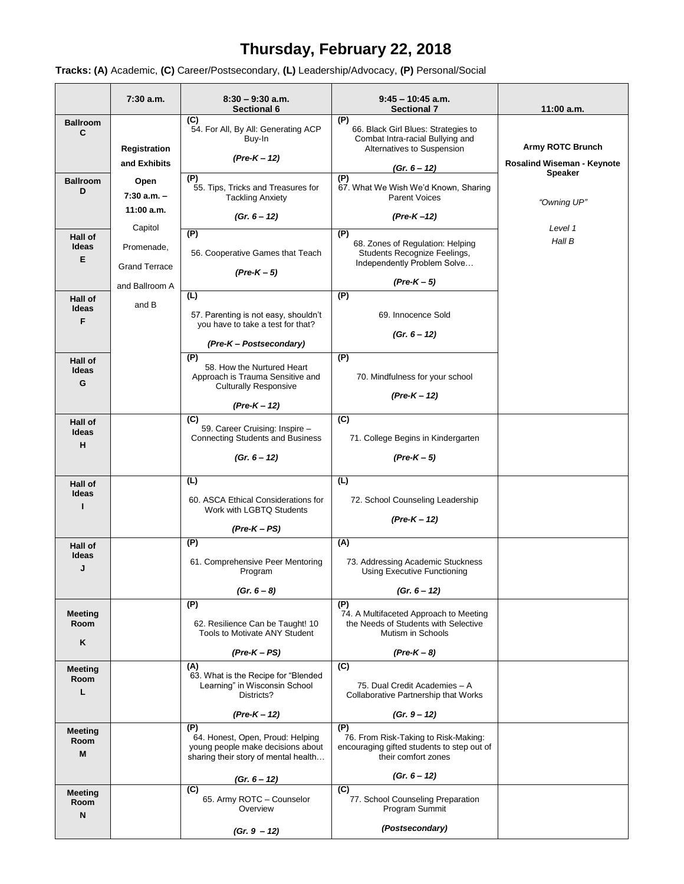# Thursday, February 22, 2018

**Tracks: (A)** Academic, **(C)** Career/Postsecondary, **(L)** Leadership/Advocacy, **(P)** Personal/Social

| | 7:30 a.m. | 8:30 – 9:30 a.m. Sectional 6 | 9:45 – 10:45 a.m. Sectional 7 | 11:00 a.m. |
|---|---|---|---|---|
| **Ballroom C** | **Registration and Exhibits Open 7:30 a.m. – 11:00 a.m.** Capitol Promenade, Grand Terrace and Ballroom A and B | **(C)** 54. For All, By All: Generating ACP Buy-In ***(Pre-K – 12)*** | **(P)** 66. Black Girl Blues: Strategies to Combat Intra-racial Bullying and Alternatives to Suspension ***(Gr. 6 – 12)*** | **Army ROTC Brunch** **Rosalind Wiseman - Keynote Speaker** *"Owning UP"* *Level 1 Hall B* |
| **Ballroom D** | | **(P)** 55. Tips, Tricks and Treasures for Tackling Anxiety ***(Gr. 6 – 12)*** | **(P)** 67. What We Wish We'd Known, Sharing Parent Voices ***(Pre-K –12)*** | |
| **Hall of Ideas E** | | **(P)** 56. Cooperative Games that Teach ***(Pre-K – 5)*** | **(P)** 68. Zones of Regulation: Helping Students Recognize Feelings, Independently Problem Solve… ***(Pre-K – 5)*** | |
| **Hall of Ideas F** | | **(L)** 57. Parenting is not easy, shouldn't you have to take a test for that? ***(Pre-K – Postsecondary)*** | **(P)** 69. Innocence Sold ***(Gr. 6 – 12)*** | |
| **Hall of Ideas G** | | **(P)** 58. How the Nurtured Heart Approach is Trauma Sensitive and Culturally Responsive ***(Pre-K – 12)*** | **(P)** 70. Mindfulness for your school ***(Pre-K – 12)*** | |
| **Hall of Ideas H** | | **(C)** 59. Career Cruising: Inspire – Connecting Students and Business ***(Gr. 6 – 12)*** | **(C)** 71. College Begins in Kindergarten ***(Pre-K – 5)*** | |
| **Hall of Ideas I** | | **(L)** 60. ASCA Ethical Considerations for Work with LGBTQ Students ***(Pre-K – PS)*** | **(L)** 72. School Counseling Leadership ***(Pre-K – 12)*** | |
| **Hall of Ideas J** | | **(P)** 61. Comprehensive Peer Mentoring Program ***(Gr. 6 – 8)*** | **(A)** 73. Addressing Academic Stuckness Using Executive Functioning ***(Gr. 6 – 12)*** | |
| **Meeting Room K** | | **(P)** 62. Resilience Can be Taught! 10 Tools to Motivate ANY Student ***(Pre-K – PS)*** | **(P)** 74. A Multifaceted Approach to Meeting the Needs of Students with Selective Mutism in Schools ***(Pre-K – 8)*** | |
| **Meeting Room L** | | **(A)** 63. What is the Recipe for "Blended Learning" in Wisconsin School Districts? ***(Pre-K – 12)*** | **(C)** 75. Dual Credit Academies – A Collaborative Partnership that Works ***(Gr. 9 – 12)*** | |
| **Meeting Room M** | | **(P)** 64. Honest, Open, Proud: Helping young people make decisions about sharing their story of mental health… ***(Gr. 6 – 12)*** | **(P)** 76. From Risk-Taking to Risk-Making: encouraging gifted students to step out of their comfort zones ***(Gr. 6 – 12)*** | |
| **Meeting Room N** | | **(C)** 65. Army ROTC – Counselor Overview ***(Gr. 9 – 12)*** | **(C)** 77. School Counseling Preparation Program Summit ***(Postsecondary)*** | |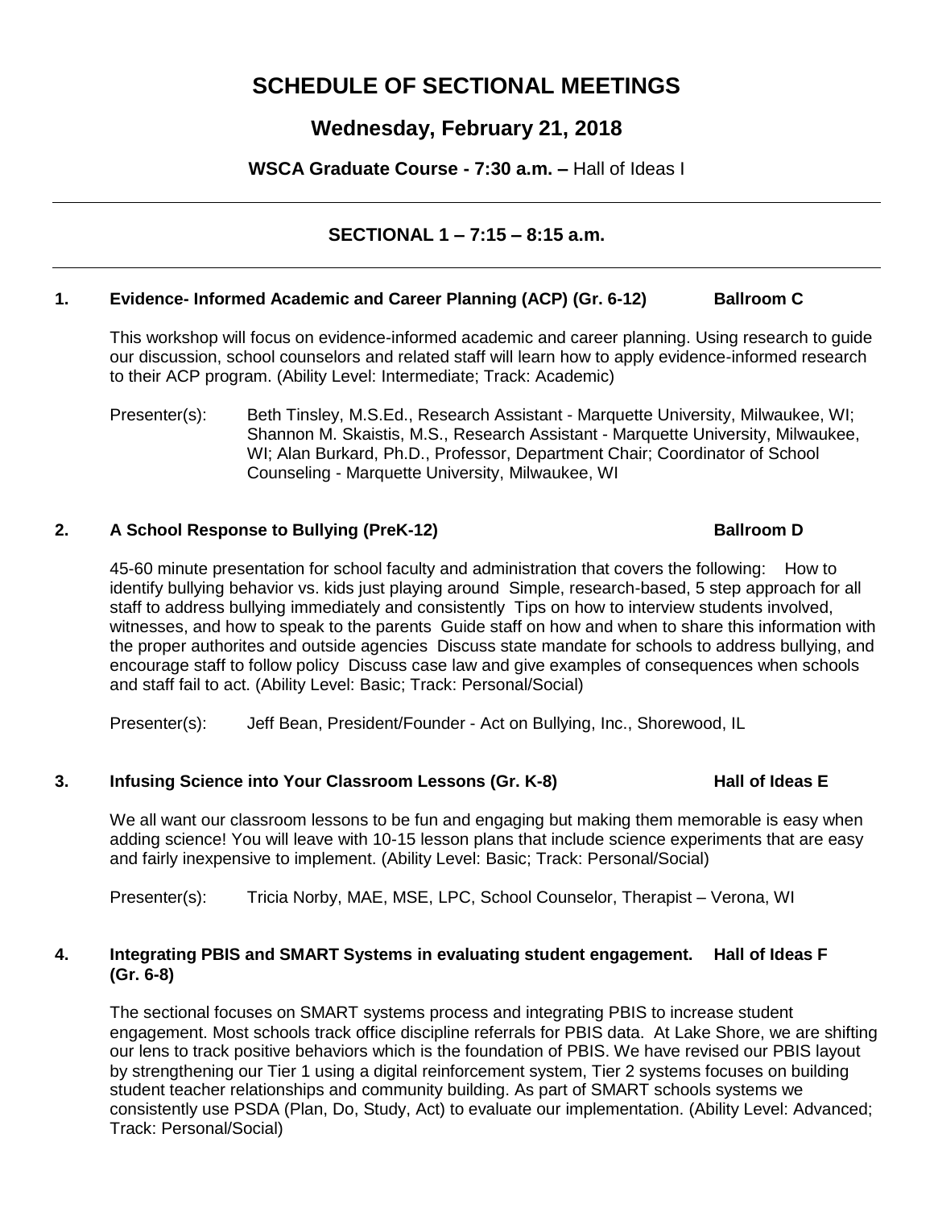# SCHEDULE OF SECTIONAL MEETINGS

## Wednesday, February 21, 2018

**WSCA Graduate Course - 7:30 a.m. –** Hall of Ideas I

---

### SECTIONAL 1 – 7:15 – 8:15 a.m.

---

**1. Evidence- Informed Academic and Career Planning (ACP) (Gr. 6-12) — Ballroom C**

This workshop will focus on evidence-informed academic and career planning. Using research to guide our discussion, school counselors and related staff will learn how to apply evidence-informed research to their ACP program. (Ability Level: Intermediate; Track: Academic)

Presenter(s): Beth Tinsley, M.S.Ed., Research Assistant - Marquette University, Milwaukee, WI; Shannon M. Skaistis, M.S., Research Assistant - Marquette University, Milwaukee, WI; Alan Burkard, Ph.D., Professor, Department Chair; Coordinator of School Counseling - Marquette University, Milwaukee, WI

**2. A School Response to Bullying (PreK-12) — Ballroom D**

45-60 minute presentation for school faculty and administration that covers the following: How to identify bullying behavior vs. kids just playing around Simple, research-based, 5 step approach for all staff to address bullying immediately and consistently Tips on how to interview students involved, witnesses, and how to speak to the parents Guide staff on how and when to share this information with the proper authorites and outside agencies Discuss state mandate for schools to address bullying, and encourage staff to follow policy Discuss case law and give examples of consequences when schools and staff fail to act. (Ability Level: Basic; Track: Personal/Social)

Presenter(s): Jeff Bean, President/Founder - Act on Bullying, Inc., Shorewood, IL

**3. Infusing Science into Your Classroom Lessons (Gr. K-8) — Hall of Ideas E**

We all want our classroom lessons to be fun and engaging but making them memorable is easy when adding science! You will leave with 10-15 lesson plans that include science experiments that are easy and fairly inexpensive to implement. (Ability Level: Basic; Track: Personal/Social)

Presenter(s): Tricia Norby, MAE, MSE, LPC, School Counselor, Therapist – Verona, WI

**4. Integrating PBIS and SMART Systems in evaluating student engagement. (Gr. 6-8) — Hall of Ideas F**

The sectional focuses on SMART systems process and integrating PBIS to increase student engagement. Most schools track office discipline referrals for PBIS data. At Lake Shore, we are shifting our lens to track positive behaviors which is the foundation of PBIS. We have revised our PBIS layout by strengthening our Tier 1 using a digital reinforcement system, Tier 2 systems focuses on building student teacher relationships and community building. As part of SMART schools systems we consistently use PSDA (Plan, Do, Study, Act) to evaluate our implementation. (Ability Level: Advanced; Track: Personal/Social)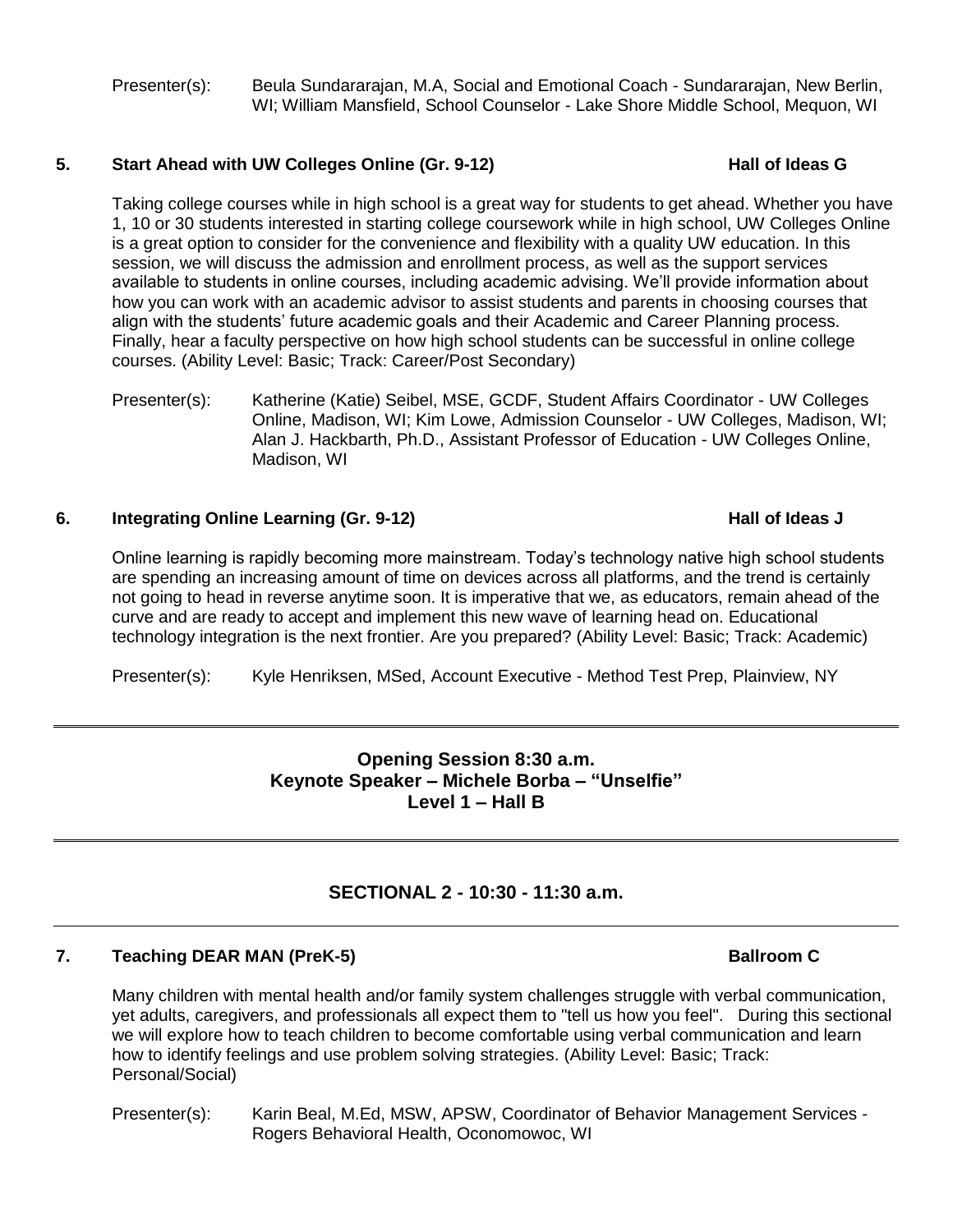Presenter(s): Beula Sundararajan, M.A, Social and Emotional Coach - Sundararajan, New Berlin, WI; William Mansfield, School Counselor - Lake Shore Middle School, Mequon, WI

### 5. Start Ahead with UW Colleges Online (Gr. 9-12) — Hall of Ideas G

Taking college courses while in high school is a great way for students to get ahead. Whether you have 1, 10 or 30 students interested in starting college coursework while in high school, UW Colleges Online is a great option to consider for the convenience and flexibility with a quality UW education. In this session, we will discuss the admission and enrollment process, as well as the support services available to students in online courses, including academic advising. We'll provide information about how you can work with an academic advisor to assist students and parents in choosing courses that align with the students' future academic goals and their Academic and Career Planning process. Finally, hear a faculty perspective on how high school students can be successful in online college courses. (Ability Level: Basic; Track: Career/Post Secondary)

Presenter(s): Katherine (Katie) Seibel, MSE, GCDF, Student Affairs Coordinator - UW Colleges Online, Madison, WI; Kim Lowe, Admission Counselor - UW Colleges, Madison, WI; Alan J. Hackbarth, Ph.D., Assistant Professor of Education - UW Colleges Online, Madison, WI

### 6. Integrating Online Learning (Gr. 9-12) — Hall of Ideas J

Online learning is rapidly becoming more mainstream. Today's technology native high school students are spending an increasing amount of time on devices across all platforms, and the trend is certainly not going to head in reverse anytime soon. It is imperative that we, as educators, remain ahead of the curve and are ready to accept and implement this new wave of learning head on. Educational technology integration is the next frontier. Are you prepared? (Ability Level: Basic; Track: Academic)

Presenter(s): Kyle Henriksen, MSed, Account Executive - Method Test Prep, Plainview, NY

---

**Opening Session 8:30 a.m.**
**Keynote Speaker – Michele Borba – "Unselfie"**
**Level 1 – Hall B**

---

## SECTIONAL 2 - 10:30 - 11:30 a.m.

### 7. Teaching DEAR MAN (PreK-5) — Ballroom C

Many children with mental health and/or family system challenges struggle with verbal communication, yet adults, caregivers, and professionals all expect them to "tell us how you feel". During this sectional we will explore how to teach children to become comfortable using verbal communication and learn how to identify feelings and use problem solving strategies. (Ability Level: Basic; Track: Personal/Social)

Presenter(s): Karin Beal, M.Ed, MSW, APSW, Coordinator of Behavior Management Services - Rogers Behavioral Health, Oconomowoc, WI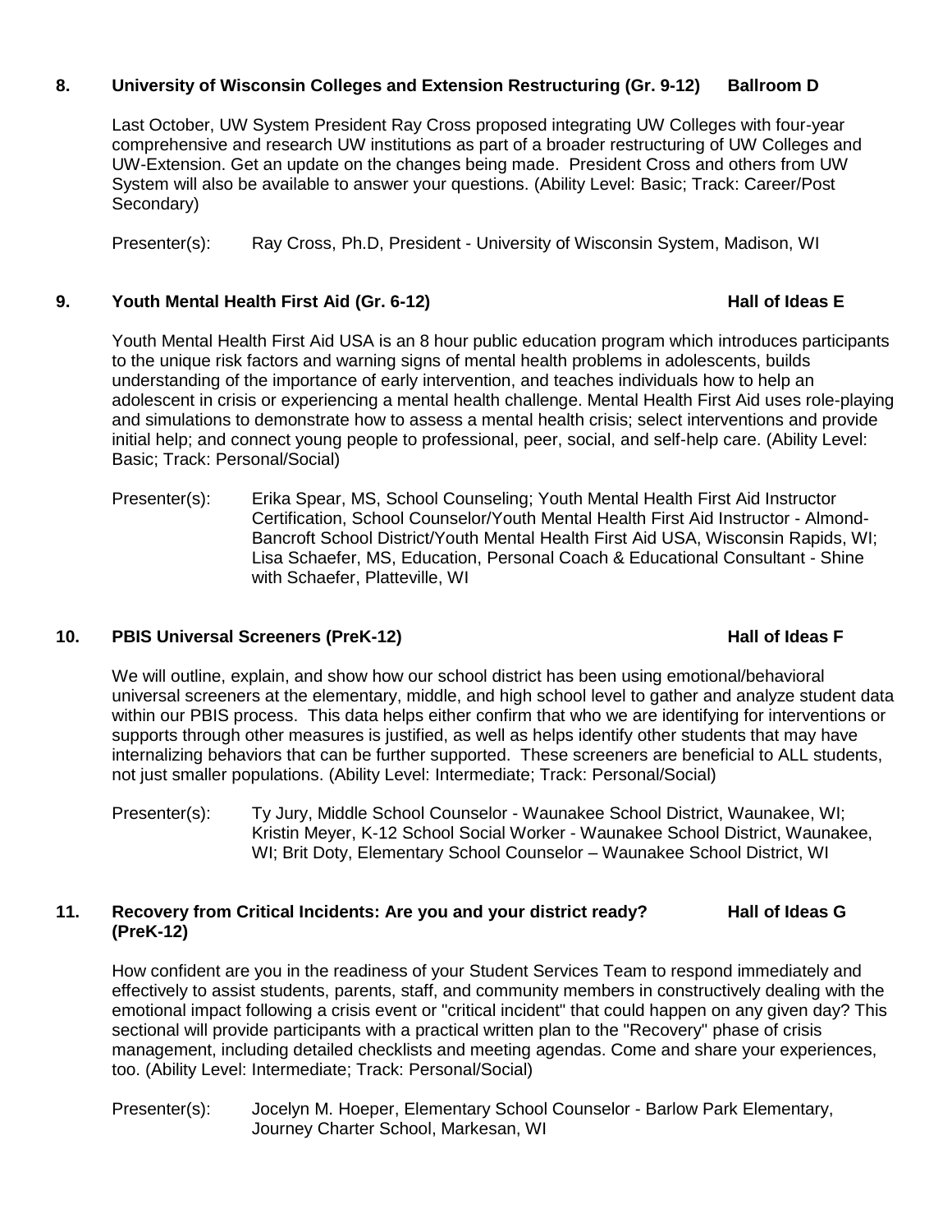**8. University of Wisconsin Colleges and Extension Restructuring (Gr. 9-12) Ballroom D**

Last October, UW System President Ray Cross proposed integrating UW Colleges with four-year comprehensive and research UW institutions as part of a broader restructuring of UW Colleges and UW-Extension. Get an update on the changes being made. President Cross and others from UW System will also be available to answer your questions. (Ability Level: Basic; Track: Career/Post Secondary)

Presenter(s): Ray Cross, Ph.D, President - University of Wisconsin System, Madison, WI

**9. Youth Mental Health First Aid (Gr. 6-12) Hall of Ideas E**

Youth Mental Health First Aid USA is an 8 hour public education program which introduces participants to the unique risk factors and warning signs of mental health problems in adolescents, builds understanding of the importance of early intervention, and teaches individuals how to help an adolescent in crisis or experiencing a mental health challenge. Mental Health First Aid uses role-playing and simulations to demonstrate how to assess a mental health crisis; select interventions and provide initial help; and connect young people to professional, peer, social, and self-help care. (Ability Level: Basic; Track: Personal/Social)

Presenter(s): Erika Spear, MS, School Counseling; Youth Mental Health First Aid Instructor Certification, School Counselor/Youth Mental Health First Aid Instructor - Almond-Bancroft School District/Youth Mental Health First Aid USA, Wisconsin Rapids, WI; Lisa Schaefer, MS, Education, Personal Coach & Educational Consultant - Shine with Schaefer, Platteville, WI

**10. PBIS Universal Screeners (PreK-12) Hall of Ideas F**

We will outline, explain, and show how our school district has been using emotional/behavioral universal screeners at the elementary, middle, and high school level to gather and analyze student data within our PBIS process. This data helps either confirm that who we are identifying for interventions or supports through other measures is justified, as well as helps identify other students that may have internalizing behaviors that can be further supported. These screeners are beneficial to ALL students, not just smaller populations. (Ability Level: Intermediate; Track: Personal/Social)

Presenter(s): Ty Jury, Middle School Counselor - Waunakee School District, Waunakee, WI; Kristin Meyer, K-12 School Social Worker - Waunakee School District, Waunakee, WI; Brit Doty, Elementary School Counselor – Waunakee School District, WI

**11. Recovery from Critical Incidents: Are you and your district ready? (PreK-12) Hall of Ideas G**

How confident are you in the readiness of your Student Services Team to respond immediately and effectively to assist students, parents, staff, and community members in constructively dealing with the emotional impact following a crisis event or "critical incident" that could happen on any given day? This sectional will provide participants with a practical written plan to the "Recovery" phase of crisis management, including detailed checklists and meeting agendas. Come and share your experiences, too. (Ability Level: Intermediate; Track: Personal/Social)

Presenter(s): Jocelyn M. Hoeper, Elementary School Counselor - Barlow Park Elementary, Journey Charter School, Markesan, WI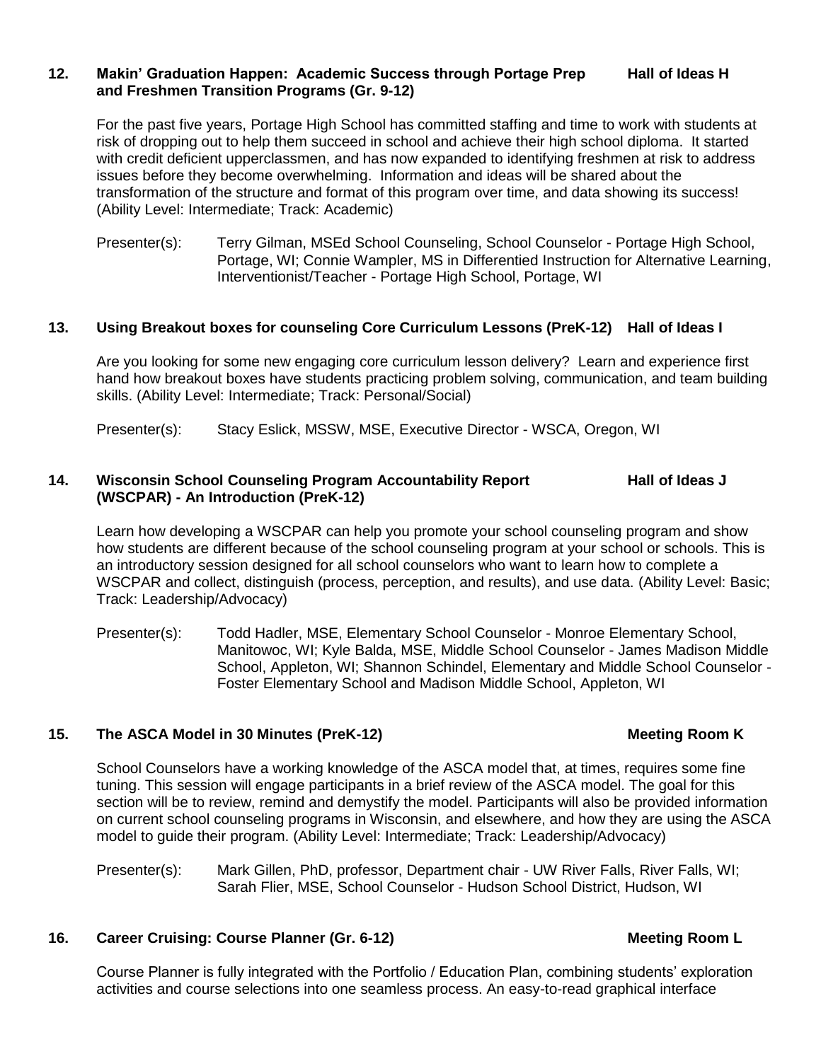### 12. Makin' Graduation Happen: Academic Success through Portage Prep and Freshmen Transition Programs (Gr. 9-12) — Hall of Ideas H

For the past five years, Portage High School has committed staffing and time to work with students at risk of dropping out to help them succeed in school and achieve their high school diploma. It started with credit deficient upperclassmen, and has now expanded to identifying freshmen at risk to address issues before they become overwhelming. Information and ideas will be shared about the transformation of the structure and format of this program over time, and data showing its success! (Ability Level: Intermediate; Track: Academic)

Presenter(s): Terry Gilman, MSEd School Counseling, School Counselor - Portage High School, Portage, WI; Connie Wampler, MS in Differentied Instruction for Alternative Learning, Interventionist/Teacher - Portage High School, Portage, WI

### 13. Using Breakout boxes for counseling Core Curriculum Lessons (PreK-12) — Hall of Ideas I

Are you looking for some new engaging core curriculum lesson delivery? Learn and experience first hand how breakout boxes have students practicing problem solving, communication, and team building skills. (Ability Level: Intermediate; Track: Personal/Social)

Presenter(s): Stacy Eslick, MSSW, MSE, Executive Director - WSCA, Oregon, WI

### 14. Wisconsin School Counseling Program Accountability Report (WSCPAR) - An Introduction (PreK-12) — Hall of Ideas J

Learn how developing a WSCPAR can help you promote your school counseling program and show how students are different because of the school counseling program at your school or schools. This is an introductory session designed for all school counselors who want to learn how to complete a WSCPAR and collect, distinguish (process, perception, and results), and use data. (Ability Level: Basic; Track: Leadership/Advocacy)

Presenter(s): Todd Hadler, MSE, Elementary School Counselor - Monroe Elementary School, Manitowoc, WI; Kyle Balda, MSE, Middle School Counselor - James Madison Middle School, Appleton, WI; Shannon Schindel, Elementary and Middle School Counselor - Foster Elementary School and Madison Middle School, Appleton, WI

### 15. The ASCA Model in 30 Minutes (PreK-12) — Meeting Room K

School Counselors have a working knowledge of the ASCA model that, at times, requires some fine tuning. This session will engage participants in a brief review of the ASCA model. The goal for this section will be to review, remind and demystify the model. Participants will also be provided information on current school counseling programs in Wisconsin, and elsewhere, and how they are using the ASCA model to guide their program. (Ability Level: Intermediate; Track: Leadership/Advocacy)

Presenter(s): Mark Gillen, PhD, professor, Department chair - UW River Falls, River Falls, WI; Sarah Flier, MSE, School Counselor - Hudson School District, Hudson, WI

### 16. Career Cruising: Course Planner (Gr. 6-12) — Meeting Room L

Course Planner is fully integrated with the Portfolio / Education Plan, combining students' exploration activities and course selections into one seamless process. An easy-to-read graphical interface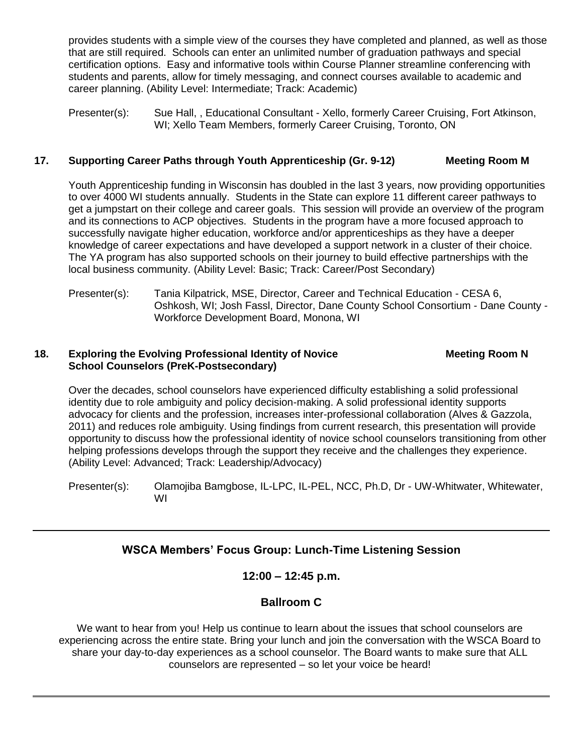provides students with a simple view of the courses they have completed and planned, as well as those that are still required. Schools can enter an unlimited number of graduation pathways and special certification options. Easy and informative tools within Course Planner streamline conferencing with students and parents, allow for timely messaging, and connect courses available to academic and career planning. (Ability Level: Intermediate; Track: Academic)

Presenter(s): Sue Hall, , Educational Consultant - Xello, formerly Career Cruising, Fort Atkinson, WI; Xello Team Members, formerly Career Cruising, Toronto, ON

### 17. Supporting Career Paths through Youth Apprenticeship (Gr. 9-12) — Meeting Room M

Youth Apprenticeship funding in Wisconsin has doubled in the last 3 years, now providing opportunities to over 4000 WI students annually. Students in the State can explore 11 different career pathways to get a jumpstart on their college and career goals. This session will provide an overview of the program and its connections to ACP objectives. Students in the program have a more focused approach to successfully navigate higher education, workforce and/or apprenticeships as they have a deeper knowledge of career expectations and have developed a support network in a cluster of their choice. The YA program has also supported schools on their journey to build effective partnerships with the local business community. (Ability Level: Basic; Track: Career/Post Secondary)

Presenter(s): Tania Kilpatrick, MSE, Director, Career and Technical Education - CESA 6, Oshkosh, WI; Josh Fassl, Director, Dane County School Consortium - Dane County - Workforce Development Board, Monona, WI

### 18. Exploring the Evolving Professional Identity of Novice School Counselors (PreK-Postsecondary) — Meeting Room N

Over the decades, school counselors have experienced difficulty establishing a solid professional identity due to role ambiguity and policy decision-making. A solid professional identity supports advocacy for clients and the profession, increases inter-professional collaboration (Alves & Gazzola, 2011) and reduces role ambiguity. Using findings from current research, this presentation will provide opportunity to discuss how the professional identity of novice school counselors transitioning from other helping professions develops through the support they receive and the challenges they experience. (Ability Level: Advanced; Track: Leadership/Advocacy)

Presenter(s): Olamojiba Bamgbose, IL-LPC, IL-PEL, NCC, Ph.D, Dr - UW-Whitwater, Whitewater, WI

---

## WSCA Members' Focus Group: Lunch-Time Listening Session

**12:00 – 12:45 p.m.**

**Ballroom C**

We want to hear from you! Help us continue to learn about the issues that school counselors are experiencing across the entire state. Bring your lunch and join the conversation with the WSCA Board to share your day-to-day experiences as a school counselor. The Board wants to make sure that ALL counselors are represented – so let your voice be heard!

---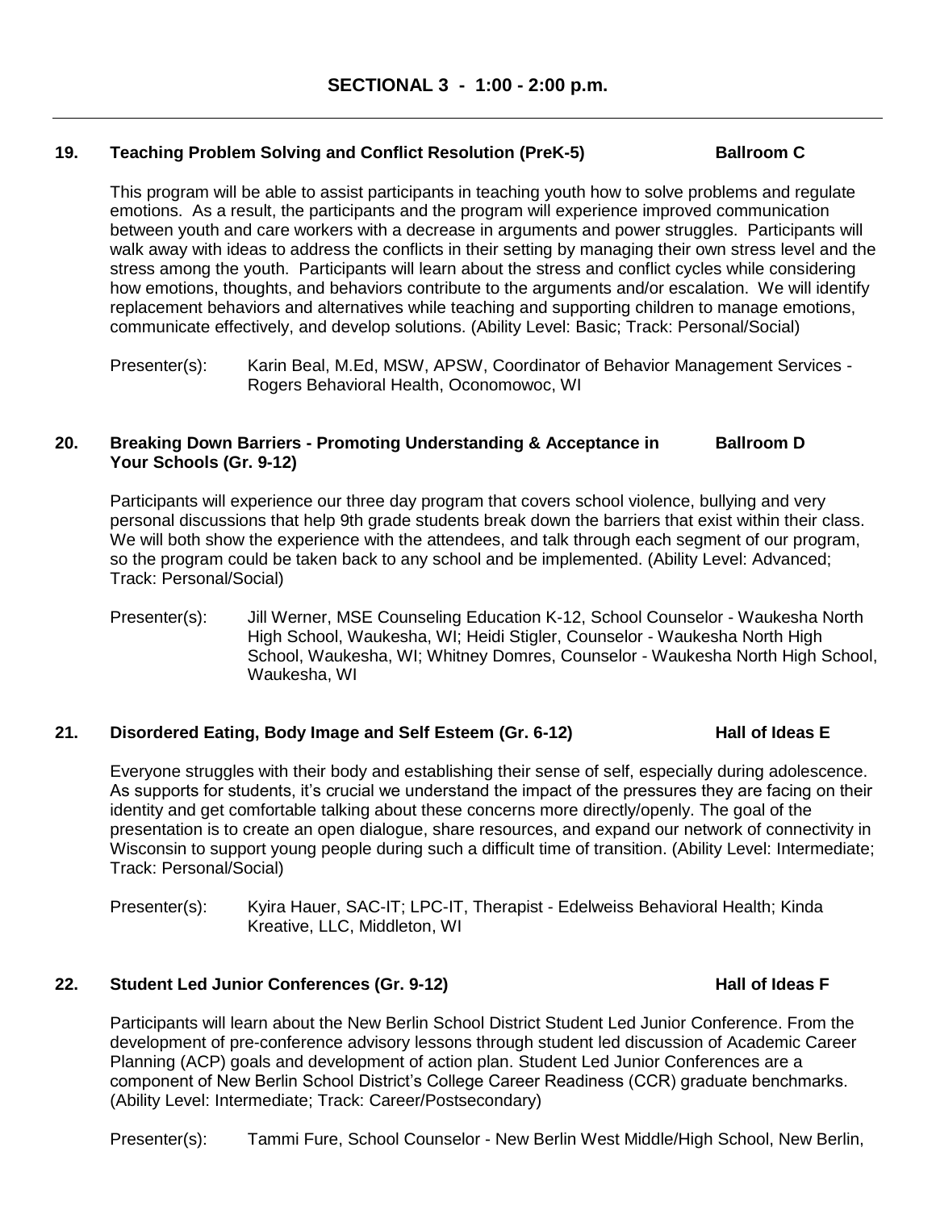## SECTIONAL 3 - 1:00 - 2:00 p.m.

### 19. Teaching Problem Solving and Conflict Resolution (PreK-5) — Ballroom C

This program will be able to assist participants in teaching youth how to solve problems and regulate emotions. As a result, the participants and the program will experience improved communication between youth and care workers with a decrease in arguments and power struggles. Participants will walk away with ideas to address the conflicts in their setting by managing their own stress level and the stress among the youth. Participants will learn about the stress and conflict cycles while considering how emotions, thoughts, and behaviors contribute to the arguments and/or escalation. We will identify replacement behaviors and alternatives while teaching and supporting children to manage emotions, communicate effectively, and develop solutions. (Ability Level: Basic; Track: Personal/Social)

Presenter(s): Karin Beal, M.Ed, MSW, APSW, Coordinator of Behavior Management Services - Rogers Behavioral Health, Oconomowoc, WI

### 20. Breaking Down Barriers - Promoting Understanding & Acceptance in Your Schools (Gr. 9-12) — Ballroom D

Participants will experience our three day program that covers school violence, bullying and very personal discussions that help 9th grade students break down the barriers that exist within their class. We will both show the experience with the attendees, and talk through each segment of our program, so the program could be taken back to any school and be implemented. (Ability Level: Advanced; Track: Personal/Social)

Presenter(s): Jill Werner, MSE Counseling Education K-12, School Counselor - Waukesha North High School, Waukesha, WI; Heidi Stigler, Counselor - Waukesha North High School, Waukesha, WI; Whitney Domres, Counselor - Waukesha North High School, Waukesha, WI

### 21. Disordered Eating, Body Image and Self Esteem (Gr. 6-12) — Hall of Ideas E

Everyone struggles with their body and establishing their sense of self, especially during adolescence. As supports for students, it's crucial we understand the impact of the pressures they are facing on their identity and get comfortable talking about these concerns more directly/openly. The goal of the presentation is to create an open dialogue, share resources, and expand our network of connectivity in Wisconsin to support young people during such a difficult time of transition. (Ability Level: Intermediate; Track: Personal/Social)

Presenter(s): Kyira Hauer, SAC-IT; LPC-IT, Therapist - Edelweiss Behavioral Health; Kinda Kreative, LLC, Middleton, WI

### 22. Student Led Junior Conferences (Gr. 9-12) — Hall of Ideas F

Participants will learn about the New Berlin School District Student Led Junior Conference. From the development of pre-conference advisory lessons through student led discussion of Academic Career Planning (ACP) goals and development of action plan. Student Led Junior Conferences are a component of New Berlin School District's College Career Readiness (CCR) graduate benchmarks. (Ability Level: Intermediate; Track: Career/Postsecondary)

Presenter(s): Tammi Fure, School Counselor - New Berlin West Middle/High School, New Berlin,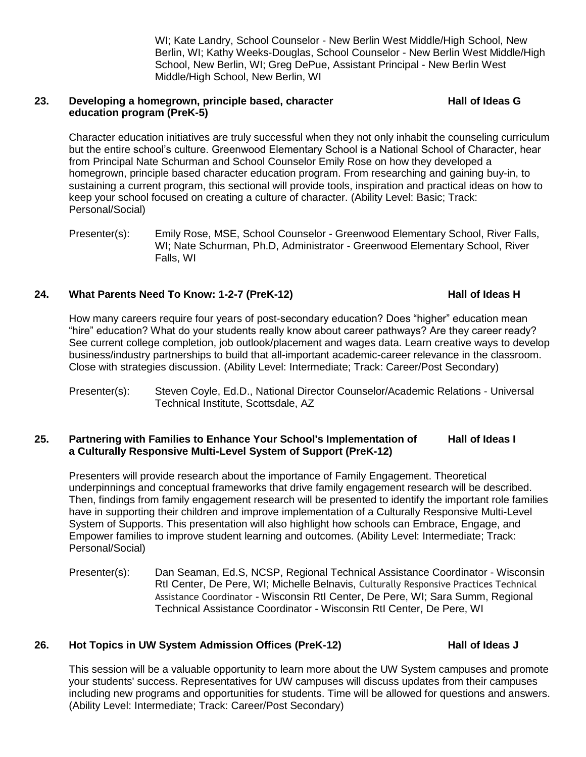WI; Kate Landry, School Counselor - New Berlin West Middle/High School, New Berlin, WI; Kathy Weeks-Douglas, School Counselor - New Berlin West Middle/High School, New Berlin, WI; Greg DePue, Assistant Principal - New Berlin West Middle/High School, New Berlin, WI

**23. Developing a homegrown, principle based, character education program (PreK-5)** — **Hall of Ideas G**

Character education initiatives are truly successful when they not only inhabit the counseling curriculum but the entire school's culture. Greenwood Elementary School is a National School of Character, hear from Principal Nate Schurman and School Counselor Emily Rose on how they developed a homegrown, principle based character education program. From researching and gaining buy-in, to sustaining a current program, this sectional will provide tools, inspiration and practical ideas on how to keep your school focused on creating a culture of character. (Ability Level: Basic; Track: Personal/Social)

Presenter(s): Emily Rose, MSE, School Counselor - Greenwood Elementary School, River Falls, WI; Nate Schurman, Ph.D, Administrator - Greenwood Elementary School, River Falls, WI

**24. What Parents Need To Know: 1-2-7 (PreK-12)** — **Hall of Ideas H**

How many careers require four years of post-secondary education? Does "higher" education mean "hire" education? What do your students really know about career pathways? Are they career ready? See current college completion, job outlook/placement and wages data. Learn creative ways to develop business/industry partnerships to build that all-important academic-career relevance in the classroom. Close with strategies discussion. (Ability Level: Intermediate; Track: Career/Post Secondary)

Presenter(s): Steven Coyle, Ed.D., National Director Counselor/Academic Relations - Universal Technical Institute, Scottsdale, AZ

**25. Partnering with Families to Enhance Your School's Implementation of a Culturally Responsive Multi-Level System of Support (PreK-12)** — **Hall of Ideas I**

Presenters will provide research about the importance of Family Engagement. Theoretical underpinnings and conceptual frameworks that drive family engagement research will be described. Then, findings from family engagement research will be presented to identify the important role families have in supporting their children and improve implementation of a Culturally Responsive Multi-Level System of Supports. This presentation will also highlight how schools can Embrace, Engage, and Empower families to improve student learning and outcomes. (Ability Level: Intermediate; Track: Personal/Social)

Presenter(s): Dan Seaman, Ed.S, NCSP, Regional Technical Assistance Coordinator - Wisconsin RtI Center, De Pere, WI; Michelle Belnavis, Culturally Responsive Practices Technical Assistance Coordinator - Wisconsin RtI Center, De Pere, WI; Sara Summ, Regional Technical Assistance Coordinator - Wisconsin RtI Center, De Pere, WI

**26. Hot Topics in UW System Admission Offices (PreK-12)** — **Hall of Ideas J**

This session will be a valuable opportunity to learn more about the UW System campuses and promote your students' success. Representatives for UW campuses will discuss updates from their campuses including new programs and opportunities for students. Time will be allowed for questions and answers. (Ability Level: Intermediate; Track: Career/Post Secondary)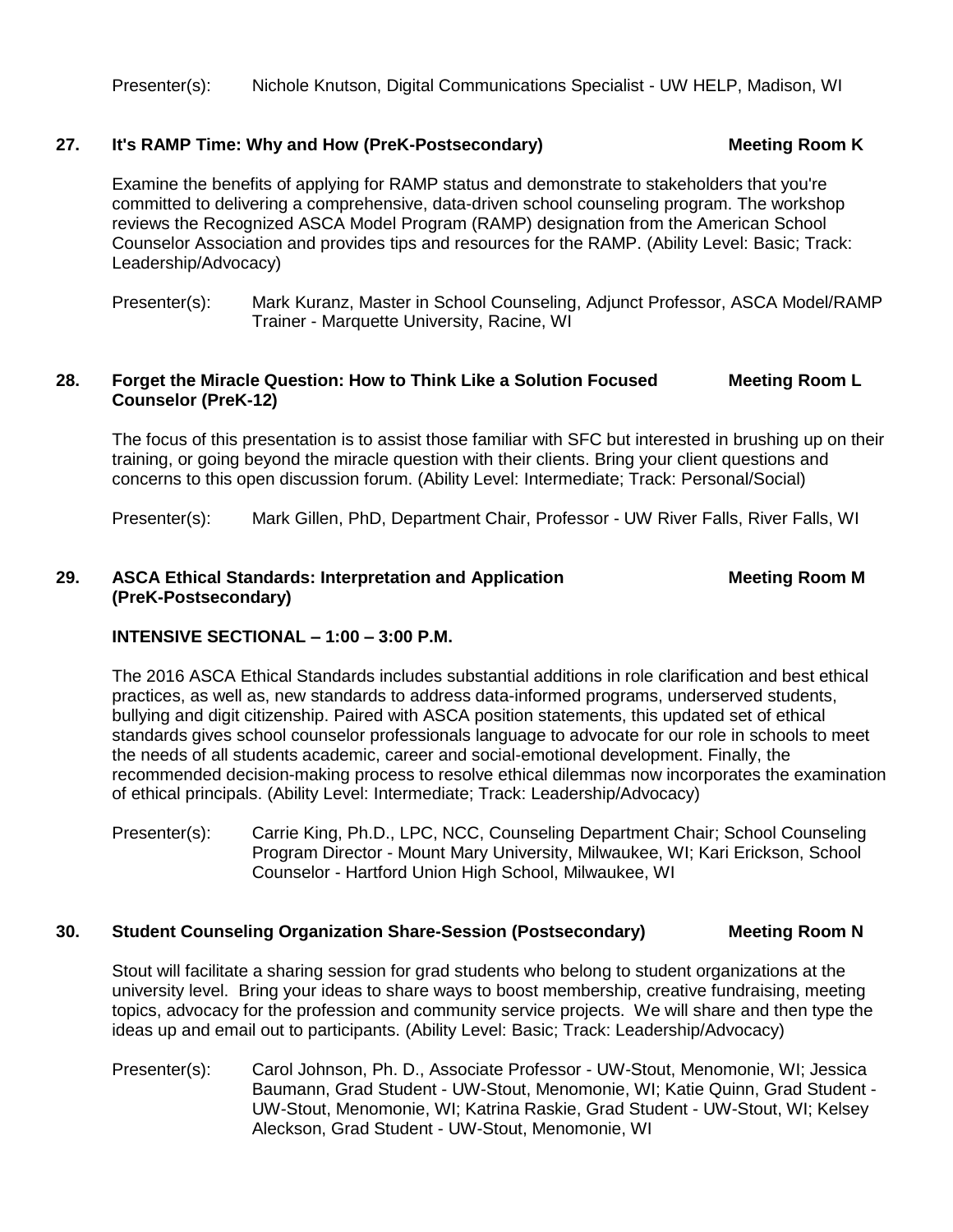Presenter(s): Nichole Knutson, Digital Communications Specialist - UW HELP, Madison, WI

### 27. It's RAMP Time: Why and How (PreK-Postsecondary) — Meeting Room K

Examine the benefits of applying for RAMP status and demonstrate to stakeholders that you're committed to delivering a comprehensive, data-driven school counseling program. The workshop reviews the Recognized ASCA Model Program (RAMP) designation from the American School Counselor Association and provides tips and resources for the RAMP. (Ability Level: Basic; Track: Leadership/Advocacy)

Presenter(s): Mark Kuranz, Master in School Counseling, Adjunct Professor, ASCA Model/RAMP Trainer - Marquette University, Racine, WI

### 28. Forget the Miracle Question: How to Think Like a Solution Focused Counselor (PreK-12) — Meeting Room L

The focus of this presentation is to assist those familiar with SFC but interested in brushing up on their training, or going beyond the miracle question with their clients. Bring your client questions and concerns to this open discussion forum. (Ability Level: Intermediate; Track: Personal/Social)

Presenter(s): Mark Gillen, PhD, Department Chair, Professor - UW River Falls, River Falls, WI

### 29. ASCA Ethical Standards: Interpretation and Application (PreK-Postsecondary) — Meeting Room M

**INTENSIVE SECTIONAL – 1:00 – 3:00 P.M.**

The 2016 ASCA Ethical Standards includes substantial additions in role clarification and best ethical practices, as well as, new standards to address data-informed programs, underserved students, bullying and digit citizenship. Paired with ASCA position statements, this updated set of ethical standards gives school counselor professionals language to advocate for our role in schools to meet the needs of all students academic, career and social-emotional development. Finally, the recommended decision-making process to resolve ethical dilemmas now incorporates the examination of ethical principals. (Ability Level: Intermediate; Track: Leadership/Advocacy)

Presenter(s): Carrie King, Ph.D., LPC, NCC, Counseling Department Chair; School Counseling Program Director - Mount Mary University, Milwaukee, WI; Kari Erickson, School Counselor - Hartford Union High School, Milwaukee, WI

### 30. Student Counseling Organization Share-Session (Postsecondary) — Meeting Room N

Stout will facilitate a sharing session for grad students who belong to student organizations at the university level. Bring your ideas to share ways to boost membership, creative fundraising, meeting topics, advocacy for the profession and community service projects. We will share and then type the ideas up and email out to participants. (Ability Level: Basic; Track: Leadership/Advocacy)

Presenter(s): Carol Johnson, Ph. D., Associate Professor - UW-Stout, Menomonie, WI; Jessica Baumann, Grad Student - UW-Stout, Menomonie, WI; Katie Quinn, Grad Student - UW-Stout, Menomonie, WI; Katrina Raskie, Grad Student - UW-Stout, WI; Kelsey Aleckson, Grad Student - UW-Stout, Menomonie, WI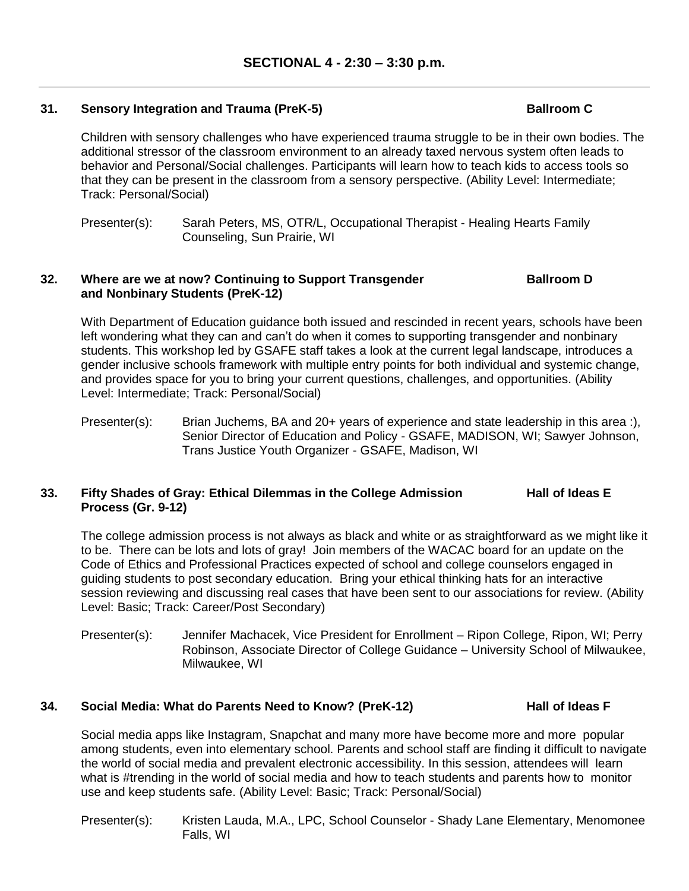## SECTIONAL 4 - 2:30 – 3:30 p.m.

---

### 31. Sensory Integration and Trauma (PreK-5) — Ballroom C

Children with sensory challenges who have experienced trauma struggle to be in their own bodies. The additional stressor of the classroom environment to an already taxed nervous system often leads to behavior and Personal/Social challenges. Participants will learn how to teach kids to access tools so that they can be present in the classroom from a sensory perspective. (Ability Level: Intermediate; Track: Personal/Social)

Presenter(s): Sarah Peters, MS, OTR/L, Occupational Therapist - Healing Hearts Family Counseling, Sun Prairie, WI

### 32. Where are we at now? Continuing to Support Transgender and Nonbinary Students (PreK-12) — Ballroom D

With Department of Education guidance both issued and rescinded in recent years, schools have been left wondering what they can and can't do when it comes to supporting transgender and nonbinary students. This workshop led by GSAFE staff takes a look at the current legal landscape, introduces a gender inclusive schools framework with multiple entry points for both individual and systemic change, and provides space for you to bring your current questions, challenges, and opportunities. (Ability Level: Intermediate; Track: Personal/Social)

Presenter(s): Brian Juchems, BA and 20+ years of experience and state leadership in this area :), Senior Director of Education and Policy - GSAFE, MADISON, WI; Sawyer Johnson, Trans Justice Youth Organizer - GSAFE, Madison, WI

### 33. Fifty Shades of Gray: Ethical Dilemmas in the College Admission Process (Gr. 9-12) — Hall of Ideas E

The college admission process is not always as black and white or as straightforward as we might like it to be. There can be lots and lots of gray! Join members of the WACAC board for an update on the Code of Ethics and Professional Practices expected of school and college counselors engaged in guiding students to post secondary education. Bring your ethical thinking hats for an interactive session reviewing and discussing real cases that have been sent to our associations for review. (Ability Level: Basic; Track: Career/Post Secondary)

Presenter(s): Jennifer Machacek, Vice President for Enrollment – Ripon College, Ripon, WI; Perry Robinson, Associate Director of College Guidance – University School of Milwaukee, Milwaukee, WI

### 34. Social Media: What do Parents Need to Know? (PreK-12) — Hall of Ideas F

Social media apps like Instagram, Snapchat and many more have become more and more popular among students, even into elementary school. Parents and school staff are finding it difficult to navigate the world of social media and prevalent electronic accessibility. In this session, attendees will learn what is #trending in the world of social media and how to teach students and parents how to monitor use and keep students safe. (Ability Level: Basic; Track: Personal/Social)

Presenter(s): Kristen Lauda, M.A., LPC, School Counselor - Shady Lane Elementary, Menomonee Falls, WI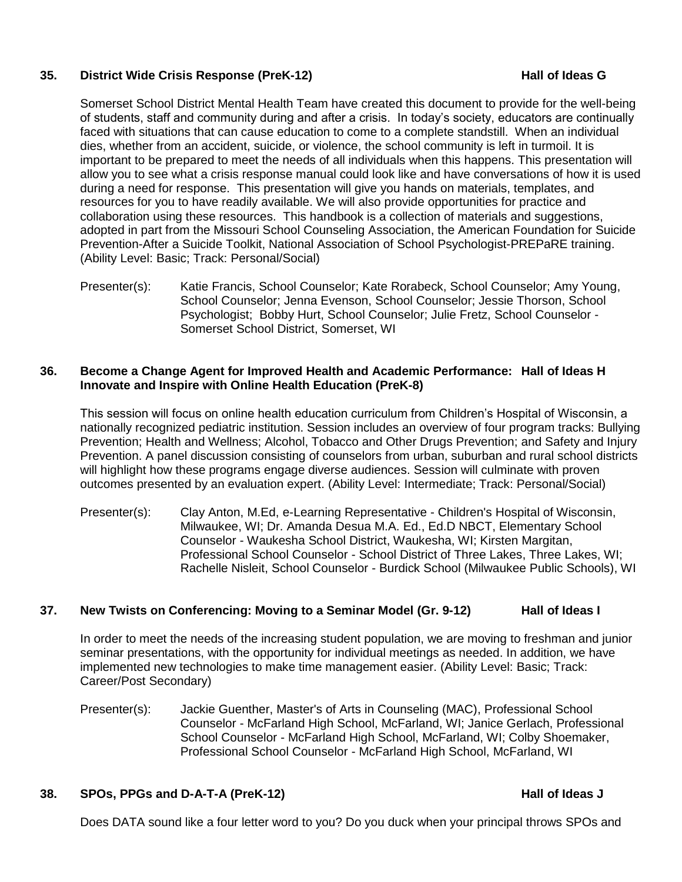### 35. District Wide Crisis Response (PreK-12) — Hall of Ideas G

Somerset School District Mental Health Team have created this document to provide for the well-being of students, staff and community during and after a crisis. In today's society, educators are continually faced with situations that can cause education to come to a complete standstill. When an individual dies, whether from an accident, suicide, or violence, the school community is left in turmoil. It is important to be prepared to meet the needs of all individuals when this happens. This presentation will allow you to see what a crisis response manual could look like and have conversations of how it is used during a need for response. This presentation will give you hands on materials, templates, and resources for you to have readily available. We will also provide opportunities for practice and collaboration using these resources. This handbook is a collection of materials and suggestions, adopted in part from the Missouri School Counseling Association, the American Foundation for Suicide Prevention-After a Suicide Toolkit, National Association of School Psychologist-PREPaRE training. (Ability Level: Basic; Track: Personal/Social)

Presenter(s): Katie Francis, School Counselor; Kate Rorabeck, School Counselor; Amy Young, School Counselor; Jenna Evenson, School Counselor; Jessie Thorson, School Psychologist; Bobby Hurt, School Counselor; Julie Fretz, School Counselor - Somerset School District, Somerset, WI

### 36. Become a Change Agent for Improved Health and Academic Performance: Innovate and Inspire with Online Health Education (PreK-8) — Hall of Ideas H

This session will focus on online health education curriculum from Children's Hospital of Wisconsin, a nationally recognized pediatric institution. Session includes an overview of four program tracks: Bullying Prevention; Health and Wellness; Alcohol, Tobacco and Other Drugs Prevention; and Safety and Injury Prevention. A panel discussion consisting of counselors from urban, suburban and rural school districts will highlight how these programs engage diverse audiences. Session will culminate with proven outcomes presented by an evaluation expert. (Ability Level: Intermediate; Track: Personal/Social)

Presenter(s): Clay Anton, M.Ed, e-Learning Representative - Children's Hospital of Wisconsin, Milwaukee, WI; Dr. Amanda Desua M.A. Ed., Ed.D NBCT, Elementary School Counselor - Waukesha School District, Waukesha, WI; Kirsten Margitan, Professional School Counselor - School District of Three Lakes, Three Lakes, WI; Rachelle Nisleit, School Counselor - Burdick School (Milwaukee Public Schools), WI

### 37. New Twists on Conferencing: Moving to a Seminar Model (Gr. 9-12) — Hall of Ideas I

In order to meet the needs of the increasing student population, we are moving to freshman and junior seminar presentations, with the opportunity for individual meetings as needed. In addition, we have implemented new technologies to make time management easier. (Ability Level: Basic; Track: Career/Post Secondary)

Presenter(s): Jackie Guenther, Master's of Arts in Counseling (MAC), Professional School Counselor - McFarland High School, McFarland, WI; Janice Gerlach, Professional School Counselor - McFarland High School, McFarland, WI; Colby Shoemaker, Professional School Counselor - McFarland High School, McFarland, WI

### 38. SPOs, PPGs and D-A-T-A (PreK-12) — Hall of Ideas J

Does DATA sound like a four letter word to you? Do you duck when your principal throws SPOs and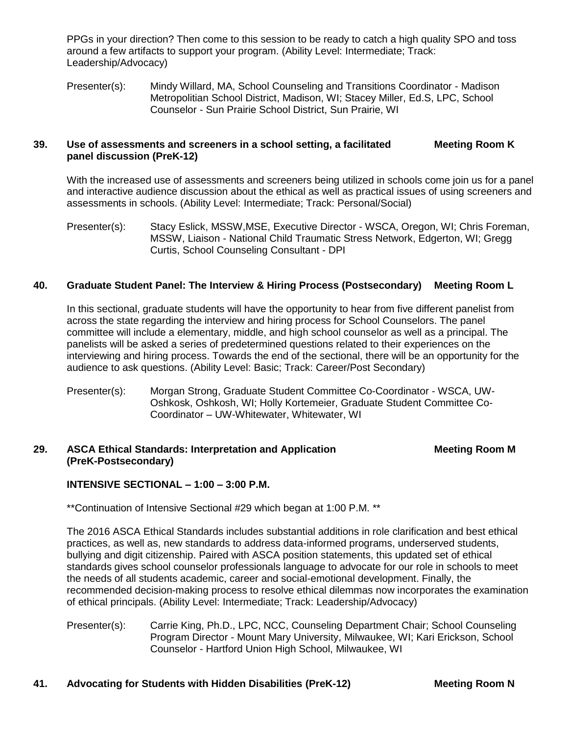PPGs in your direction? Then come to this session to be ready to catch a high quality SPO and toss around a few artifacts to support your program. (Ability Level: Intermediate; Track: Leadership/Advocacy)

Presenter(s): Mindy Willard, MA, School Counseling and Transitions Coordinator - Madison Metropolitian School District, Madison, WI; Stacey Miller, Ed.S, LPC, School Counselor - Sun Prairie School District, Sun Prairie, WI

**39. Use of assessments and screeners in a school setting, a facilitated panel discussion (PreK-12)** **Meeting Room K**

With the increased use of assessments and screeners being utilized in schools come join us for a panel and interactive audience discussion about the ethical as well as practical issues of using screeners and assessments in schools. (Ability Level: Intermediate; Track: Personal/Social)

Presenter(s): Stacy Eslick, MSSW,MSE, Executive Director - WSCA, Oregon, WI; Chris Foreman, MSSW, Liaison - National Child Traumatic Stress Network, Edgerton, WI; Gregg Curtis, School Counseling Consultant - DPI

**40. Graduate Student Panel: The Interview & Hiring Process (Postsecondary)** **Meeting Room L**

In this sectional, graduate students will have the opportunity to hear from five different panelist from across the state regarding the interview and hiring process for School Counselors. The panel committee will include a elementary, middle, and high school counselor as well as a principal. The panelists will be asked a series of predetermined questions related to their experiences on the interviewing and hiring process. Towards the end of the sectional, there will be an opportunity for the audience to ask questions. (Ability Level: Basic; Track: Career/Post Secondary)

Presenter(s): Morgan Strong, Graduate Student Committee Co-Coordinator - WSCA, UW-Oshkosk, Oshkosh, WI; Holly Kortemeier, Graduate Student Committee Co-Coordinator – UW-Whitewater, Whitewater, WI

**29. ASCA Ethical Standards: Interpretation and Application (PreK-Postsecondary)** **Meeting Room M**

**INTENSIVE SECTIONAL – 1:00 – 3:00 P.M.**

**Continuation of Intensive Sectional #29 which began at 1:00 P.M. **

The 2016 ASCA Ethical Standards includes substantial additions in role clarification and best ethical practices, as well as, new standards to address data-informed programs, underserved students, bullying and digit citizenship. Paired with ASCA position statements, this updated set of ethical standards gives school counselor professionals language to advocate for our role in schools to meet the needs of all students academic, career and social-emotional development. Finally, the recommended decision-making process to resolve ethical dilemmas now incorporates the examination of ethical principals. (Ability Level: Intermediate; Track: Leadership/Advocacy)

Presenter(s): Carrie King, Ph.D., LPC, NCC, Counseling Department Chair; School Counseling Program Director - Mount Mary University, Milwaukee, WI; Kari Erickson, School Counselor - Hartford Union High School, Milwaukee, WI

**41. Advocating for Students with Hidden Disabilities (PreK-12)** **Meeting Room N**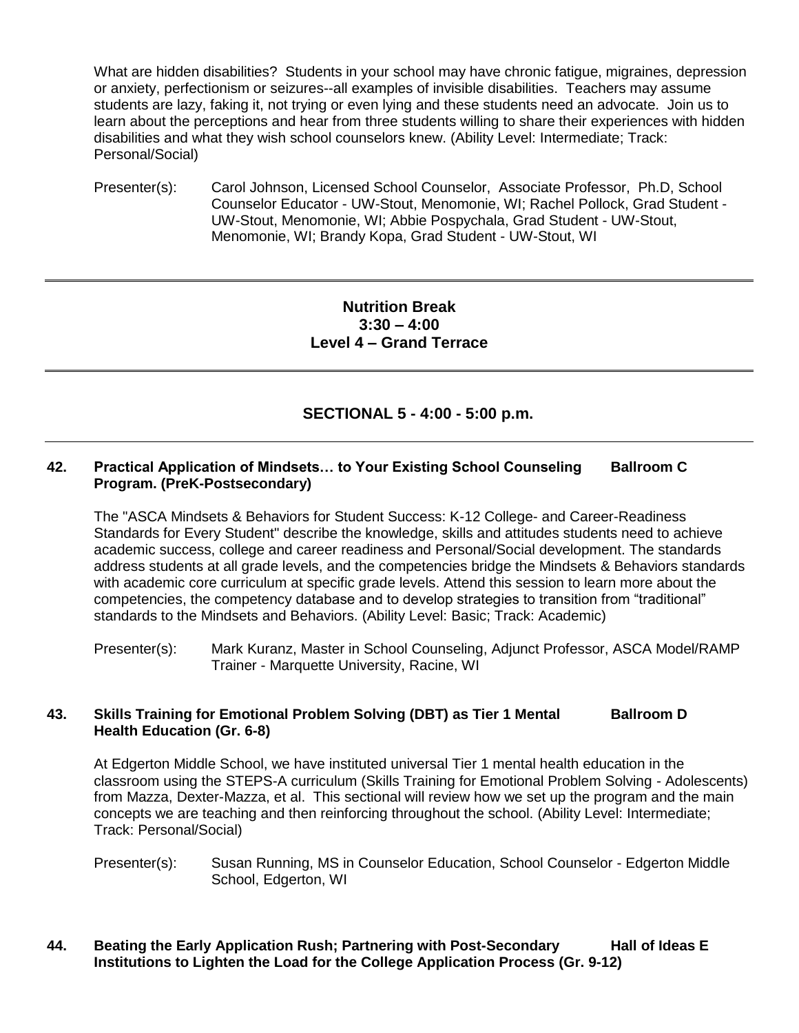What are hidden disabilities? Students in your school may have chronic fatigue, migraines, depression or anxiety, perfectionism or seizures--all examples of invisible disabilities. Teachers may assume students are lazy, faking it, not trying or even lying and these students need an advocate. Join us to learn about the perceptions and hear from three students willing to share their experiences with hidden disabilities and what they wish school counselors knew. (Ability Level: Intermediate; Track: Personal/Social)

Presenter(s): Carol Johnson, Licensed School Counselor, Associate Professor, Ph.D, School Counselor Educator - UW-Stout, Menomonie, WI; Rachel Pollock, Grad Student - UW-Stout, Menomonie, WI; Abbie Pospychala, Grad Student - UW-Stout, Menomonie, WI; Brandy Kopa, Grad Student - UW-Stout, WI

---

**Nutrition Break**
**3:30 – 4:00**
**Level 4 – Grand Terrace**

---

## SECTIONAL 5 - 4:00 - 5:00 p.m.

---

### 42. Practical Application of Mindsets… to Your Existing School Counseling Program. (PreK-Postsecondary) — Ballroom C

The "ASCA Mindsets & Behaviors for Student Success: K-12 College- and Career-Readiness Standards for Every Student" describe the knowledge, skills and attitudes students need to achieve academic success, college and career readiness and Personal/Social development. The standards address students at all grade levels, and the competencies bridge the Mindsets & Behaviors standards with academic core curriculum at specific grade levels. Attend this session to learn more about the competencies, the competency database and to develop strategies to transition from "traditional" standards to the Mindsets and Behaviors. (Ability Level: Basic; Track: Academic)

Presenter(s): Mark Kuranz, Master in School Counseling, Adjunct Professor, ASCA Model/RAMP Trainer - Marquette University, Racine, WI

### 43. Skills Training for Emotional Problem Solving (DBT) as Tier 1 Mental Health Education (Gr. 6-8) — Ballroom D

At Edgerton Middle School, we have instituted universal Tier 1 mental health education in the classroom using the STEPS-A curriculum (Skills Training for Emotional Problem Solving - Adolescents) from Mazza, Dexter-Mazza, et al. This sectional will review how we set up the program and the main concepts we are teaching and then reinforcing throughout the school. (Ability Level: Intermediate; Track: Personal/Social)

Presenter(s): Susan Running, MS in Counselor Education, School Counselor - Edgerton Middle School, Edgerton, WI

### 44. Beating the Early Application Rush; Partnering with Post-Secondary Institutions to Lighten the Load for the College Application Process (Gr. 9-12) — Hall of Ideas E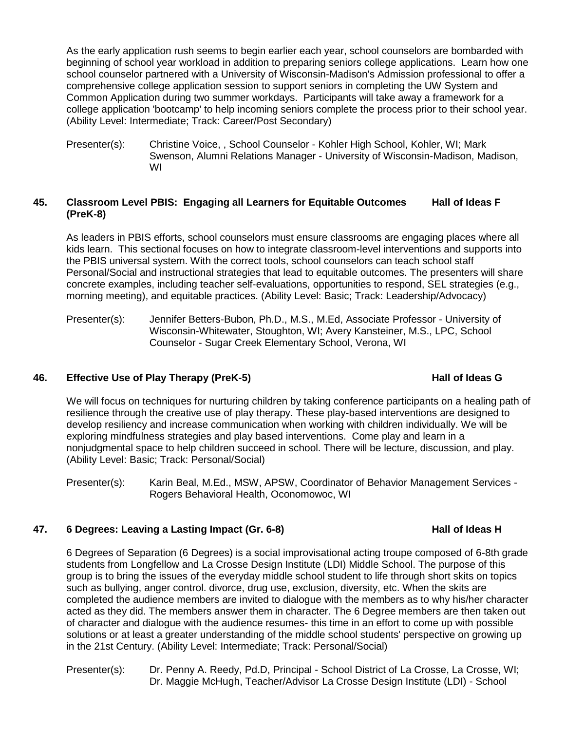As the early application rush seems to begin earlier each year, school counselors are bombarded with beginning of school year workload in addition to preparing seniors college applications. Learn how one school counselor partnered with a University of Wisconsin-Madison's Admission professional to offer a comprehensive college application session to support seniors in completing the UW System and Common Application during two summer workdays. Participants will take away a framework for a college application 'bootcamp' to help incoming seniors complete the process prior to their school year. (Ability Level: Intermediate; Track: Career/Post Secondary)

Presenter(s): Christine Voice, , School Counselor - Kohler High School, Kohler, WI; Mark Swenson, Alumni Relations Manager - University of Wisconsin-Madison, Madison, WI

### 45. Classroom Level PBIS: Engaging all Learners for Equitable Outcomes (PreK-8) — Hall of Ideas F

As leaders in PBIS efforts, school counselors must ensure classrooms are engaging places where all kids learn. This sectional focuses on how to integrate classroom-level interventions and supports into the PBIS universal system. With the correct tools, school counselors can teach school staff Personal/Social and instructional strategies that lead to equitable outcomes. The presenters will share concrete examples, including teacher self-evaluations, opportunities to respond, SEL strategies (e.g., morning meeting), and equitable practices. (Ability Level: Basic; Track: Leadership/Advocacy)

Presenter(s): Jennifer Betters-Bubon, Ph.D., M.S., M.Ed, Associate Professor - University of Wisconsin-Whitewater, Stoughton, WI; Avery Kansteiner, M.S., LPC, School Counselor - Sugar Creek Elementary School, Verona, WI

### 46. Effective Use of Play Therapy (PreK-5) — Hall of Ideas G

We will focus on techniques for nurturing children by taking conference participants on a healing path of resilience through the creative use of play therapy. These play-based interventions are designed to develop resiliency and increase communication when working with children individually. We will be exploring mindfulness strategies and play based interventions. Come play and learn in a nonjudgmental space to help children succeed in school. There will be lecture, discussion, and play. (Ability Level: Basic; Track: Personal/Social)

Presenter(s): Karin Beal, M.Ed., MSW, APSW, Coordinator of Behavior Management Services - Rogers Behavioral Health, Oconomowoc, WI

### 47. 6 Degrees: Leaving a Lasting Impact (Gr. 6-8) — Hall of Ideas H

6 Degrees of Separation (6 Degrees) is a social improvisational acting troupe composed of 6-8th grade students from Longfellow and La Crosse Design Institute (LDI) Middle School. The purpose of this group is to bring the issues of the everyday middle school student to life through short skits on topics such as bullying, anger control. divorce, drug use, exclusion, diversity, etc. When the skits are completed the audience members are invited to dialogue with the members as to why his/her character acted as they did. The members answer them in character. The 6 Degree members are then taken out of character and dialogue with the audience resumes- this time in an effort to come up with possible solutions or at least a greater understanding of the middle school students' perspective on growing up in the 21st Century. (Ability Level: Intermediate; Track: Personal/Social)

Presenter(s): Dr. Penny A. Reedy, Pd.D, Principal - School District of La Crosse, La Crosse, WI; Dr. Maggie McHugh, Teacher/Advisor La Crosse Design Institute (LDI) - School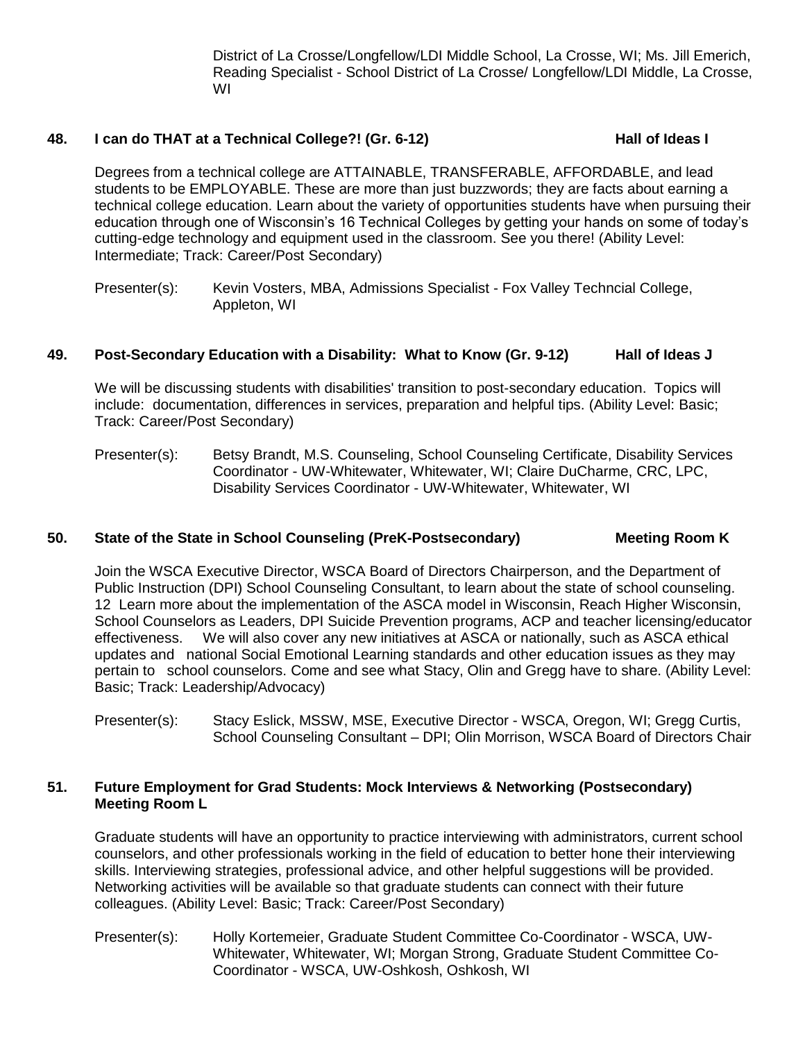District of La Crosse/Longfellow/LDI Middle School, La Crosse, WI; Ms. Jill Emerich, Reading Specialist - School District of La Crosse/ Longfellow/LDI Middle, La Crosse, WI

**48. I can do THAT at a Technical College?! (Gr. 6-12) Hall of Ideas I**

Degrees from a technical college are ATTAINABLE, TRANSFERABLE, AFFORDABLE, and lead students to be EMPLOYABLE. These are more than just buzzwords; they are facts about earning a technical college education. Learn about the variety of opportunities students have when pursuing their education through one of Wisconsin's 16 Technical Colleges by getting your hands on some of today's cutting-edge technology and equipment used in the classroom. See you there! (Ability Level: Intermediate; Track: Career/Post Secondary)

Presenter(s): Kevin Vosters, MBA, Admissions Specialist - Fox Valley Techncial College, Appleton, WI

**49. Post-Secondary Education with a Disability: What to Know (Gr. 9-12) Hall of Ideas J**

We will be discussing students with disabilities' transition to post-secondary education. Topics will include: documentation, differences in services, preparation and helpful tips. (Ability Level: Basic; Track: Career/Post Secondary)

Presenter(s): Betsy Brandt, M.S. Counseling, School Counseling Certificate, Disability Services Coordinator - UW-Whitewater, Whitewater, WI; Claire DuCharme, CRC, LPC, Disability Services Coordinator - UW-Whitewater, Whitewater, WI

**50. State of the State in School Counseling (PreK-Postsecondary) Meeting Room K**

Join the WSCA Executive Director, WSCA Board of Directors Chairperson, and the Department of Public Instruction (DPI) School Counseling Consultant, to learn about the state of school counseling. 12 Learn more about the implementation of the ASCA model in Wisconsin, Reach Higher Wisconsin, School Counselors as Leaders, DPI Suicide Prevention programs, ACP and teacher licensing/educator effectiveness. We will also cover any new initiatives at ASCA or nationally, such as ASCA ethical updates and national Social Emotional Learning standards and other education issues as they may pertain to school counselors. Come and see what Stacy, Olin and Gregg have to share. (Ability Level: Basic; Track: Leadership/Advocacy)

Presenter(s): Stacy Eslick, MSSW, MSE, Executive Director - WSCA, Oregon, WI; Gregg Curtis, School Counseling Consultant – DPI; Olin Morrison, WSCA Board of Directors Chair

**51. Future Employment for Grad Students: Mock Interviews & Networking (Postsecondary) Meeting Room L**

Graduate students will have an opportunity to practice interviewing with administrators, current school counselors, and other professionals working in the field of education to better hone their interviewing skills. Interviewing strategies, professional advice, and other helpful suggestions will be provided. Networking activities will be available so that graduate students can connect with their future colleagues. (Ability Level: Basic; Track: Career/Post Secondary)

Presenter(s): Holly Kortemeier, Graduate Student Committee Co-Coordinator - WSCA, UW-Whitewater, Whitewater, WI; Morgan Strong, Graduate Student Committee Co-Coordinator - WSCA, UW-Oshkosh, Oshkosh, WI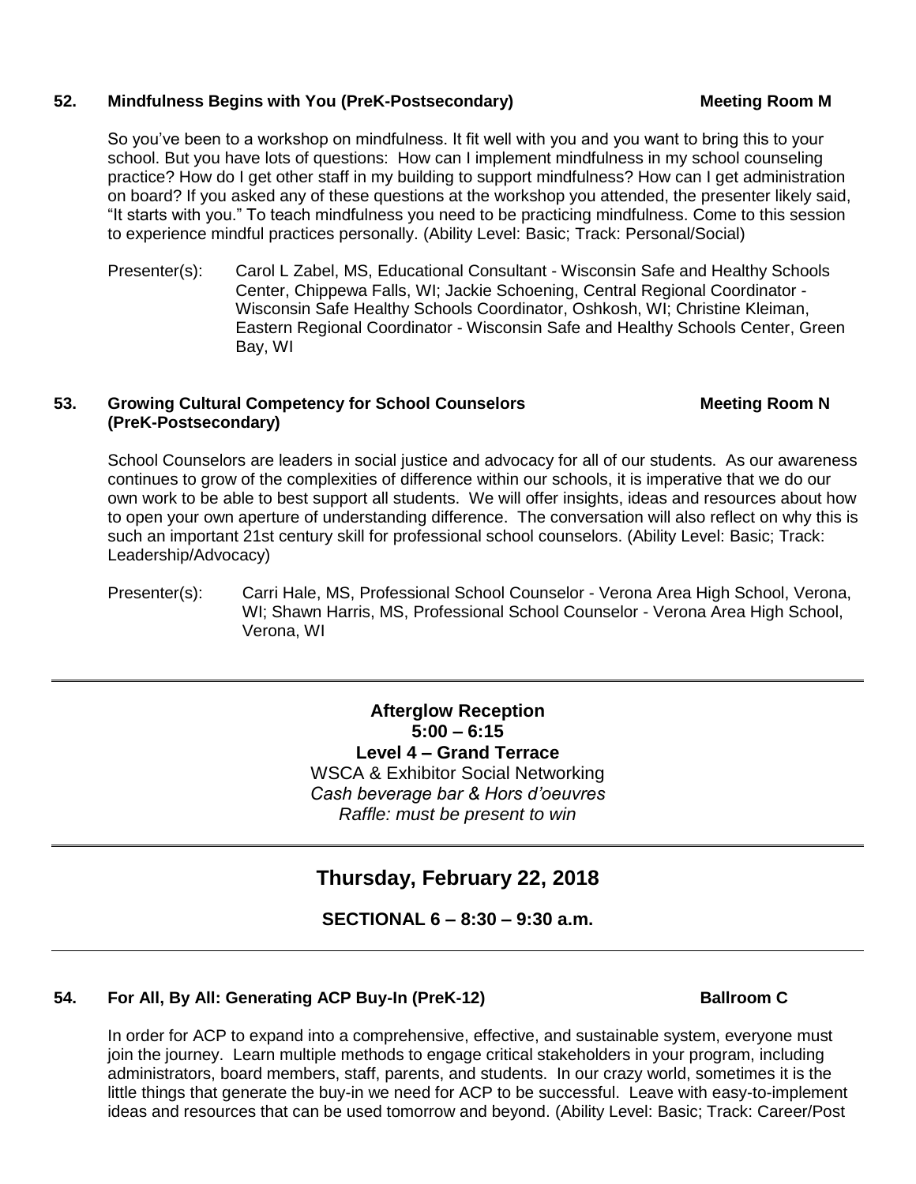**52. Mindfulness Begins with You (PreK-Postsecondary)** **Meeting Room M**

So you've been to a workshop on mindfulness. It fit well with you and you want to bring this to your school. But you have lots of questions: How can I implement mindfulness in my school counseling practice? How do I get other staff in my building to support mindfulness? How can I get administration on board? If you asked any of these questions at the workshop you attended, the presenter likely said, "It starts with you." To teach mindfulness you need to be practicing mindfulness. Come to this session to experience mindful practices personally. (Ability Level: Basic; Track: Personal/Social)

Presenter(s): Carol L Zabel, MS, Educational Consultant - Wisconsin Safe and Healthy Schools Center, Chippewa Falls, WI; Jackie Schoening, Central Regional Coordinator - Wisconsin Safe Healthy Schools Coordinator, Oshkosh, WI; Christine Kleiman, Eastern Regional Coordinator - Wisconsin Safe and Healthy Schools Center, Green Bay, WI

**53. Growing Cultural Competency for School Counselors (PreK-Postsecondary)** **Meeting Room N**

School Counselors are leaders in social justice and advocacy for all of our students. As our awareness continues to grow of the complexities of difference within our schools, it is imperative that we do our own work to be able to best support all students. We will offer insights, ideas and resources about how to open your own aperture of understanding difference. The conversation will also reflect on why this is such an important 21st century skill for professional school counselors. (Ability Level: Basic; Track: Leadership/Advocacy)

Presenter(s): Carri Hale, MS, Professional School Counselor - Verona Area High School, Verona, WI; Shawn Harris, MS, Professional School Counselor - Verona Area High School, Verona, WI

---

**Afterglow Reception**
**5:00 – 6:15**
**Level 4 – Grand Terrace**
WSCA & Exhibitor Social Networking
*Cash beverage bar & Hors d'oeuvres*
*Raffle: must be present to win*

---

## Thursday, February 22, 2018

### SECTIONAL 6 – 8:30 – 9:30 a.m.

---

**54. For All, By All: Generating ACP Buy-In (PreK-12)** **Ballroom C**

In order for ACP to expand into a comprehensive, effective, and sustainable system, everyone must join the journey. Learn multiple methods to engage critical stakeholders in your program, including administrators, board members, staff, parents, and students. In our crazy world, sometimes it is the little things that generate the buy-in we need for ACP to be successful. Leave with easy-to-implement ideas and resources that can be used tomorrow and beyond. (Ability Level: Basic; Track: Career/Post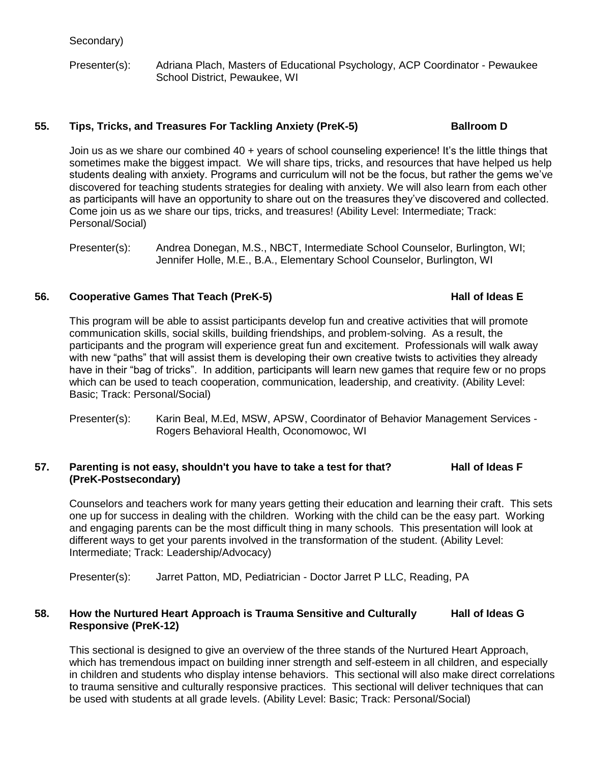Secondary)

Presenter(s): Adriana Plach, Masters of Educational Psychology, ACP Coordinator - Pewaukee School District, Pewaukee, WI

### 55. Tips, Tricks, and Treasures For Tackling Anxiety (PreK-5) — Ballroom D

Join us as we share our combined 40 + years of school counseling experience! It's the little things that sometimes make the biggest impact. We will share tips, tricks, and resources that have helped us help students dealing with anxiety. Programs and curriculum will not be the focus, but rather the gems we've discovered for teaching students strategies for dealing with anxiety. We will also learn from each other as participants will have an opportunity to share out on the treasures they've discovered and collected. Come join us as we share our tips, tricks, and treasures! (Ability Level: Intermediate; Track: Personal/Social)

Presenter(s): Andrea Donegan, M.S., NBCT, Intermediate School Counselor, Burlington, WI; Jennifer Holle, M.E., B.A., Elementary School Counselor, Burlington, WI

### 56. Cooperative Games That Teach (PreK-5) — Hall of Ideas E

This program will be able to assist participants develop fun and creative activities that will promote communication skills, social skills, building friendships, and problem-solving. As a result, the participants and the program will experience great fun and excitement. Professionals will walk away with new "paths" that will assist them is developing their own creative twists to activities they already have in their "bag of tricks". In addition, participants will learn new games that require few or no props which can be used to teach cooperation, communication, leadership, and creativity. (Ability Level: Basic; Track: Personal/Social)

Presenter(s): Karin Beal, M.Ed, MSW, APSW, Coordinator of Behavior Management Services - Rogers Behavioral Health, Oconomowoc, WI

### 57. Parenting is not easy, shouldn't you have to take a test for that? (PreK-Postsecondary) — Hall of Ideas F

Counselors and teachers work for many years getting their education and learning their craft. This sets one up for success in dealing with the children. Working with the child can be the easy part. Working and engaging parents can be the most difficult thing in many schools. This presentation will look at different ways to get your parents involved in the transformation of the student. (Ability Level: Intermediate; Track: Leadership/Advocacy)

Presenter(s): Jarret Patton, MD, Pediatrician - Doctor Jarret P LLC, Reading, PA

### 58. How the Nurtured Heart Approach is Trauma Sensitive and Culturally Responsive (PreK-12) — Hall of Ideas G

This sectional is designed to give an overview of the three stands of the Nurtured Heart Approach, which has tremendous impact on building inner strength and self-esteem in all children, and especially in children and students who display intense behaviors. This sectional will also make direct correlations to trauma sensitive and culturally responsive practices. This sectional will deliver techniques that can be used with students at all grade levels. (Ability Level: Basic; Track: Personal/Social)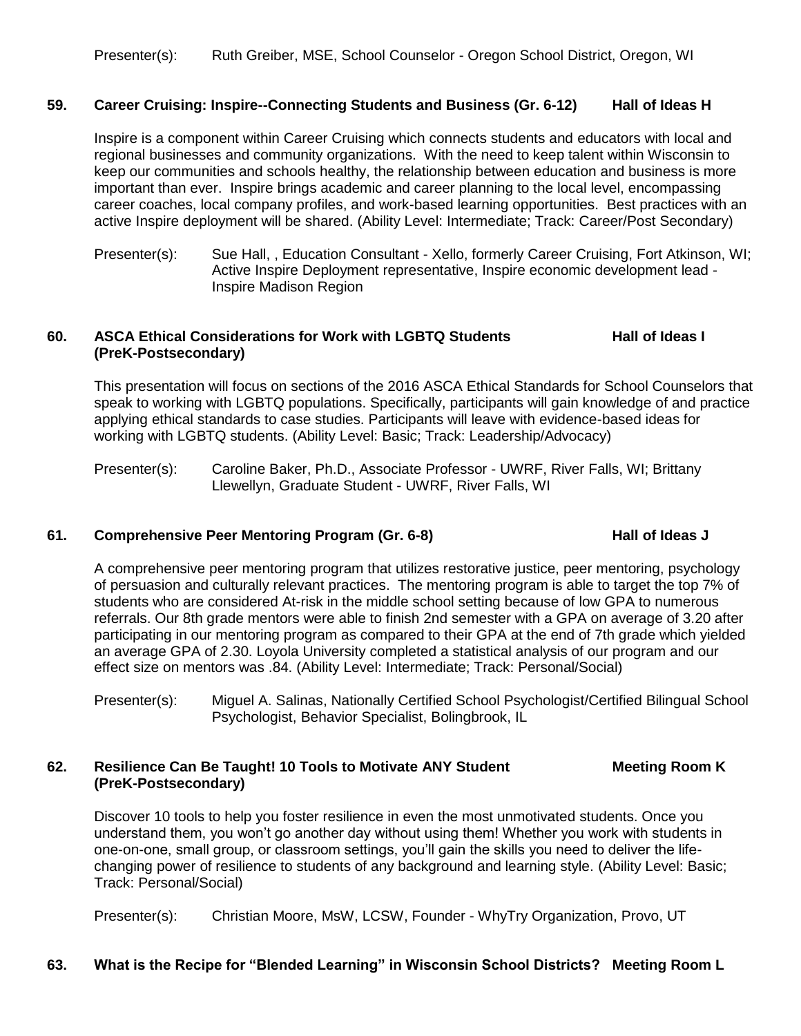Presenter(s): Ruth Greiber, MSE, School Counselor - Oregon School District, Oregon, WI

### 59. Career Cruising: Inspire--Connecting Students and Business (Gr. 6-12) — Hall of Ideas H

Inspire is a component within Career Cruising which connects students and educators with local and regional businesses and community organizations. With the need to keep talent within Wisconsin to keep our communities and schools healthy, the relationship between education and business is more important than ever. Inspire brings academic and career planning to the local level, encompassing career coaches, local company profiles, and work-based learning opportunities. Best practices with an active Inspire deployment will be shared. (Ability Level: Intermediate; Track: Career/Post Secondary)

Presenter(s): Sue Hall, , Education Consultant - Xello, formerly Career Cruising, Fort Atkinson, WI; Active Inspire Deployment representative, Inspire economic development lead - Inspire Madison Region

### 60. ASCA Ethical Considerations for Work with LGBTQ Students (PreK-Postsecondary) — Hall of Ideas I

This presentation will focus on sections of the 2016 ASCA Ethical Standards for School Counselors that speak to working with LGBTQ populations. Specifically, participants will gain knowledge of and practice applying ethical standards to case studies. Participants will leave with evidence-based ideas for working with LGBTQ students. (Ability Level: Basic; Track: Leadership/Advocacy)

Presenter(s): Caroline Baker, Ph.D., Associate Professor - UWRF, River Falls, WI; Brittany Llewellyn, Graduate Student - UWRF, River Falls, WI

### 61. Comprehensive Peer Mentoring Program (Gr. 6-8) — Hall of Ideas J

A comprehensive peer mentoring program that utilizes restorative justice, peer mentoring, psychology of persuasion and culturally relevant practices. The mentoring program is able to target the top 7% of students who are considered At-risk in the middle school setting because of low GPA to numerous referrals. Our 8th grade mentors were able to finish 2nd semester with a GPA on average of 3.20 after participating in our mentoring program as compared to their GPA at the end of 7th grade which yielded an average GPA of 2.30. Loyola University completed a statistical analysis of our program and our effect size on mentors was .84. (Ability Level: Intermediate; Track: Personal/Social)

Presenter(s): Miguel A. Salinas, Nationally Certified School Psychologist/Certified Bilingual School Psychologist, Behavior Specialist, Bolingbrook, IL

### 62. Resilience Can Be Taught! 10 Tools to Motivate ANY Student (PreK-Postsecondary) — Meeting Room K

Discover 10 tools to help you foster resilience in even the most unmotivated students. Once you understand them, you won't go another day without using them! Whether you work with students in one-on-one, small group, or classroom settings, you'll gain the skills you need to deliver the life-changing power of resilience to students of any background and learning style. (Ability Level: Basic; Track: Personal/Social)

Presenter(s): Christian Moore, MsW, LCSW, Founder - WhyTry Organization, Provo, UT

### 63. What is the Recipe for "Blended Learning" in Wisconsin School Districts? — Meeting Room L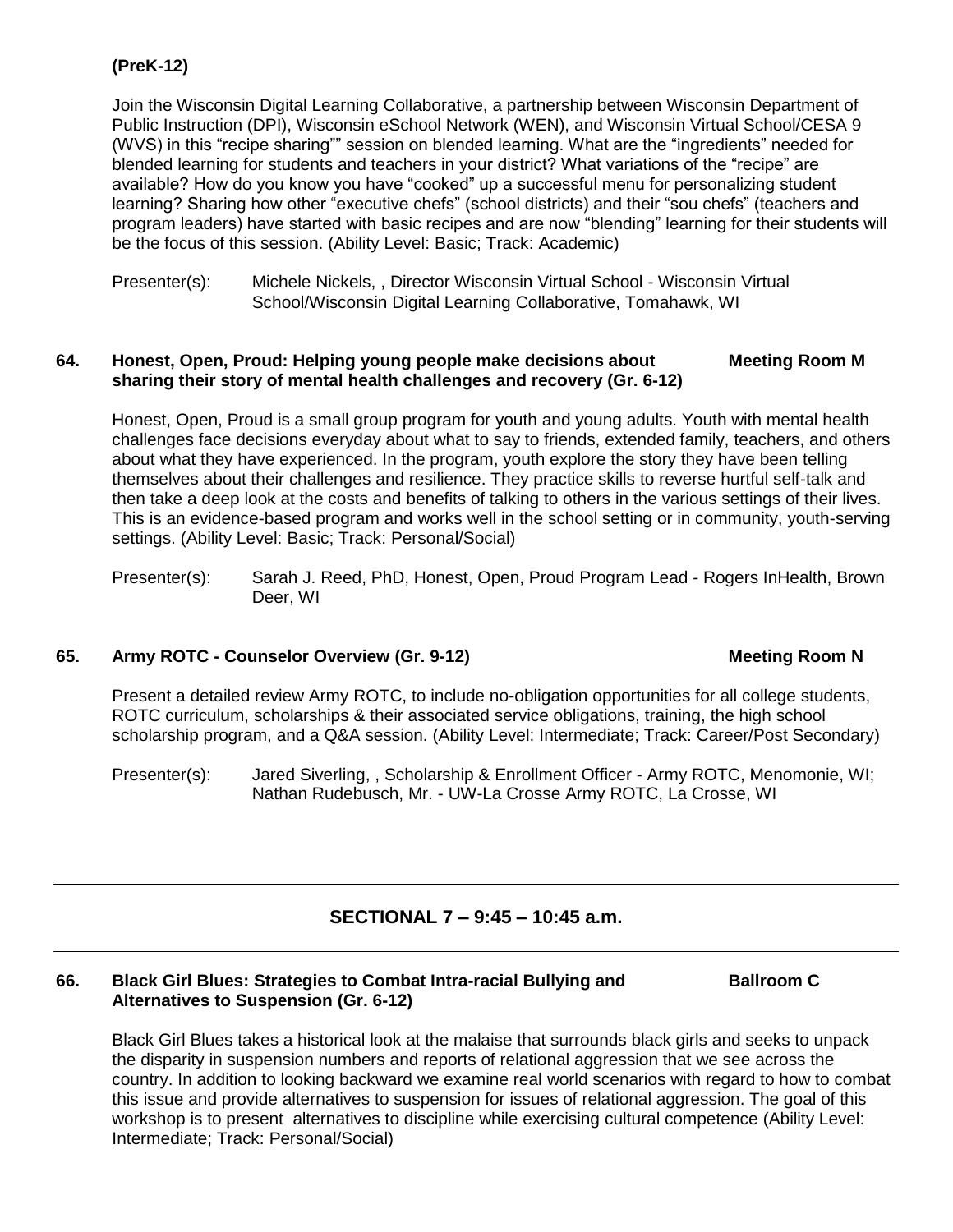**(PreK-12)**

Join the Wisconsin Digital Learning Collaborative, a partnership between Wisconsin Department of Public Instruction (DPI), Wisconsin eSchool Network (WEN), and Wisconsin Virtual School/CESA 9 (WVS) in this "recipe sharing"" session on blended learning. What are the "ingredients" needed for blended learning for students and teachers in your district? What variations of the "recipe" are available? How do you know you have "cooked" up a successful menu for personalizing student learning? Sharing how other "executive chefs" (school districts) and their "sou chefs" (teachers and program leaders) have started with basic recipes and are now "blending" learning for their students will be the focus of this session. (Ability Level: Basic; Track: Academic)

Presenter(s): Michele Nickels, , Director Wisconsin Virtual School - Wisconsin Virtual School/Wisconsin Digital Learning Collaborative, Tomahawk, WI

**64. Honest, Open, Proud: Helping young people make decisions about sharing their story of mental health challenges and recovery (Gr. 6-12)** **Meeting Room M**

Honest, Open, Proud is a small group program for youth and young adults. Youth with mental health challenges face decisions everyday about what to say to friends, extended family, teachers, and others about what they have experienced. In the program, youth explore the story they have been telling themselves about their challenges and resilience. They practice skills to reverse hurtful self-talk and then take a deep look at the costs and benefits of talking to others in the various settings of their lives. This is an evidence-based program and works well in the school setting or in community, youth-serving settings. (Ability Level: Basic; Track: Personal/Social)

Presenter(s): Sarah J. Reed, PhD, Honest, Open, Proud Program Lead - Rogers InHealth, Brown Deer, WI

**65. Army ROTC - Counselor Overview (Gr. 9-12)** **Meeting Room N**

Present a detailed review Army ROTC, to include no-obligation opportunities for all college students, ROTC curriculum, scholarships & their associated service obligations, training, the high school scholarship program, and a Q&A session. (Ability Level: Intermediate; Track: Career/Post Secondary)

Presenter(s): Jared Siverling, , Scholarship & Enrollment Officer - Army ROTC, Menomonie, WI; Nathan Rudebusch, Mr. - UW-La Crosse Army ROTC, La Crosse, WI

---

## SECTIONAL 7 – 9:45 – 10:45 a.m.

---

**66. Black Girl Blues: Strategies to Combat Intra-racial Bullying and Alternatives to Suspension (Gr. 6-12)** **Ballroom C**

Black Girl Blues takes a historical look at the malaise that surrounds black girls and seeks to unpack the disparity in suspension numbers and reports of relational aggression that we see across the country. In addition to looking backward we examine real world scenarios with regard to how to combat this issue and provide alternatives to suspension for issues of relational aggression. The goal of this workshop is to present alternatives to discipline while exercising cultural competence (Ability Level: Intermediate; Track: Personal/Social)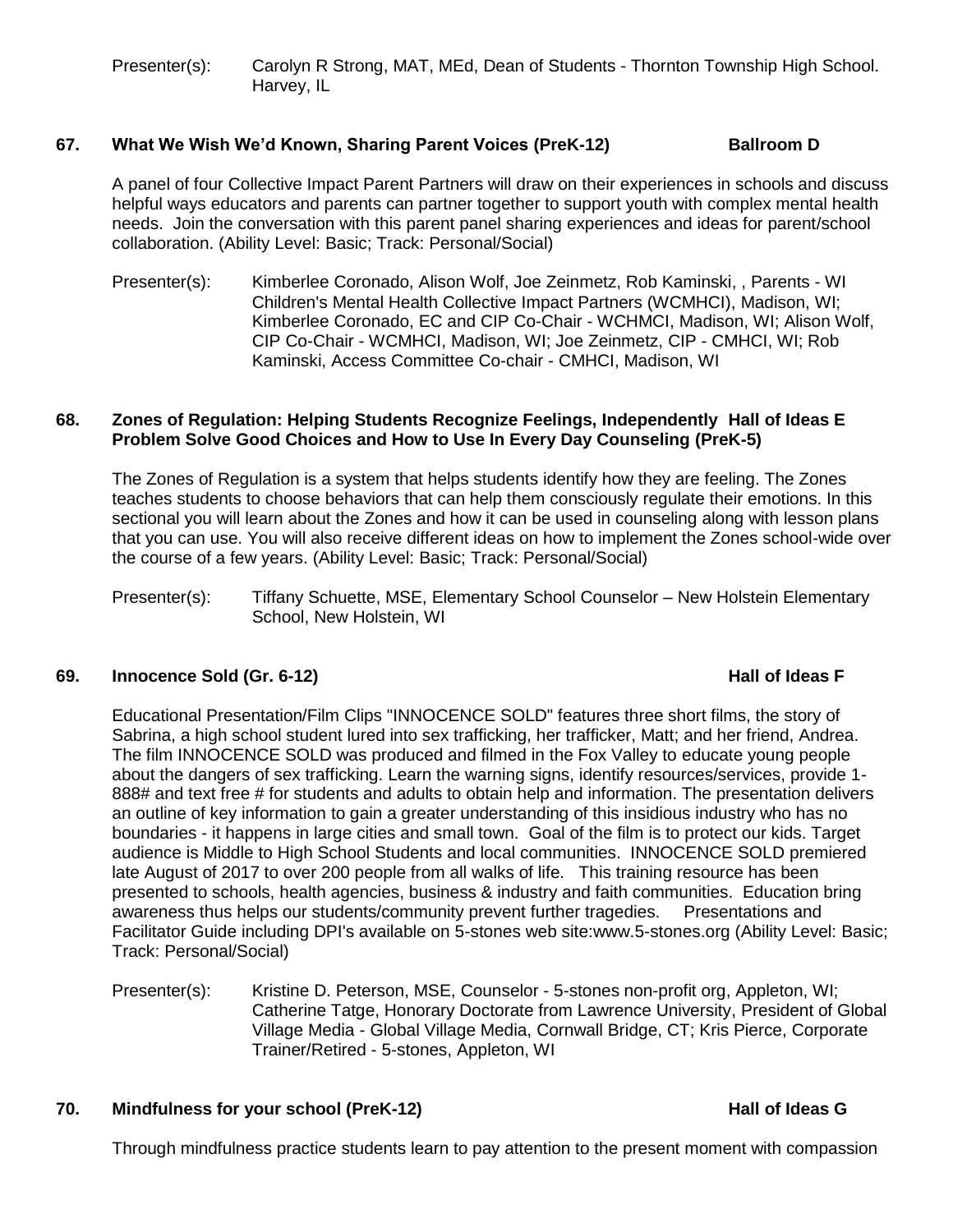Presenter(s): Carolyn R Strong, MAT, MEd, Dean of Students - Thornton Township High School. Harvey, IL

### 67. What We Wish We'd Known, Sharing Parent Voices (PreK-12) — Ballroom D

A panel of four Collective Impact Parent Partners will draw on their experiences in schools and discuss helpful ways educators and parents can partner together to support youth with complex mental health needs. Join the conversation with this parent panel sharing experiences and ideas for parent/school collaboration. (Ability Level: Basic; Track: Personal/Social)

Presenter(s): Kimberlee Coronado, Alison Wolf, Joe Zeinmetz, Rob Kaminski, , Parents - WI Children's Mental Health Collective Impact Partners (WCMHCI), Madison, WI; Kimberlee Coronado, EC and CIP Co-Chair - WCHMCI, Madison, WI; Alison Wolf, CIP Co-Chair - WCMHCI, Madison, WI; Joe Zeinmetz, CIP - CMHCI, WI; Rob Kaminski, Access Committee Co-chair - CMHCI, Madison, WI

### 68. Zones of Regulation: Helping Students Recognize Feelings, Independently Problem Solve Good Choices and How to Use In Every Day Counseling (PreK-5) — Hall of Ideas E

The Zones of Regulation is a system that helps students identify how they are feeling. The Zones teaches students to choose behaviors that can help them consciously regulate their emotions. In this sectional you will learn about the Zones and how it can be used in counseling along with lesson plans that you can use. You will also receive different ideas on how to implement the Zones school-wide over the course of a few years. (Ability Level: Basic; Track: Personal/Social)

Presenter(s): Tiffany Schuette, MSE, Elementary School Counselor – New Holstein Elementary School, New Holstein, WI

### 69. Innocence Sold (Gr. 6-12) — Hall of Ideas F

Educational Presentation/Film Clips "INNOCENCE SOLD" features three short films, the story of Sabrina, a high school student lured into sex trafficking, her trafficker, Matt; and her friend, Andrea. The film INNOCENCE SOLD was produced and filmed in the Fox Valley to educate young people about the dangers of sex trafficking. Learn the warning signs, identify resources/services, provide 1-888# and text free # for students and adults to obtain help and information. The presentation delivers an outline of key information to gain a greater understanding of this insidious industry who has no boundaries - it happens in large cities and small town. Goal of the film is to protect our kids. Target audience is Middle to High School Students and local communities. INNOCENCE SOLD premiered late August of 2017 to over 200 people from all walks of life. This training resource has been presented to schools, health agencies, business & industry and faith communities. Education bring awareness thus helps our students/community prevent further tragedies. Presentations and Facilitator Guide including DPI's available on 5-stones web site:www.5-stones.org (Ability Level: Basic; Track: Personal/Social)

Presenter(s): Kristine D. Peterson, MSE, Counselor - 5-stones non-profit org, Appleton, WI; Catherine Tatge, Honorary Doctorate from Lawrence University, President of Global Village Media - Global Village Media, Cornwall Bridge, CT; Kris Pierce, Corporate Trainer/Retired - 5-stones, Appleton, WI

### 70. Mindfulness for your school (PreK-12) — Hall of Ideas G

Through mindfulness practice students learn to pay attention to the present moment with compassion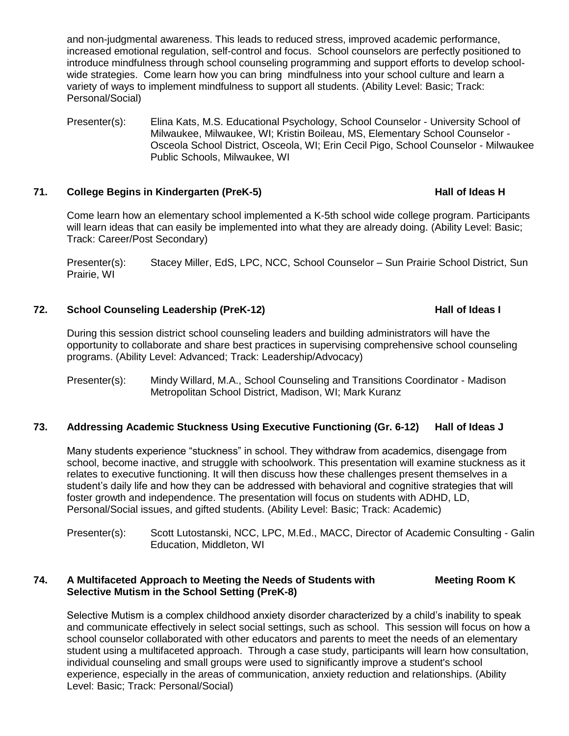and non-judgmental awareness. This leads to reduced stress, improved academic performance, increased emotional regulation, self-control and focus. School counselors are perfectly positioned to introduce mindfulness through school counseling programming and support efforts to develop school-wide strategies. Come learn how you can bring mindfulness into your school culture and learn a variety of ways to implement mindfulness to support all students. (Ability Level: Basic; Track: Personal/Social)

Presenter(s): Elina Kats, M.S. Educational Psychology, School Counselor - University School of Milwaukee, Milwaukee, WI; Kristin Boileau, MS, Elementary School Counselor - Osceola School District, Osceola, WI; Erin Cecil Pigo, School Counselor - Milwaukee Public Schools, Milwaukee, WI

**71. College Begins in Kindergarten (PreK-5) — Hall of Ideas H**

Come learn how an elementary school implemented a K-5th school wide college program. Participants will learn ideas that can easily be implemented into what they are already doing. (Ability Level: Basic; Track: Career/Post Secondary)

Presenter(s): Stacey Miller, EdS, LPC, NCC, School Counselor – Sun Prairie School District, Sun Prairie, WI

**72. School Counseling Leadership (PreK-12) — Hall of Ideas I**

During this session district school counseling leaders and building administrators will have the opportunity to collaborate and share best practices in supervising comprehensive school counseling programs. (Ability Level: Advanced; Track: Leadership/Advocacy)

Presenter(s): Mindy Willard, M.A., School Counseling and Transitions Coordinator - Madison Metropolitan School District, Madison, WI; Mark Kuranz

**73. Addressing Academic Stuckness Using Executive Functioning (Gr. 6-12) — Hall of Ideas J**

Many students experience "stuckness" in school. They withdraw from academics, disengage from school, become inactive, and struggle with schoolwork. This presentation will examine stuckness as it relates to executive functioning. It will then discuss how these challenges present themselves in a student's daily life and how they can be addressed with behavioral and cognitive strategies that will foster growth and independence. The presentation will focus on students with ADHD, LD, Personal/Social issues, and gifted students. (Ability Level: Basic; Track: Academic)

Presenter(s): Scott Lutostanski, NCC, LPC, M.Ed., MACC, Director of Academic Consulting - Galin Education, Middleton, WI

**74. A Multifaceted Approach to Meeting the Needs of Students with Selective Mutism in the School Setting (PreK-8) — Meeting Room K**

Selective Mutism is a complex childhood anxiety disorder characterized by a child's inability to speak and communicate effectively in select social settings, such as school. This session will focus on how a school counselor collaborated with other educators and parents to meet the needs of an elementary student using a multifaceted approach. Through a case study, participants will learn how consultation, individual counseling and small groups were used to significantly improve a student's school experience, especially in the areas of communication, anxiety reduction and relationships. (Ability Level: Basic; Track: Personal/Social)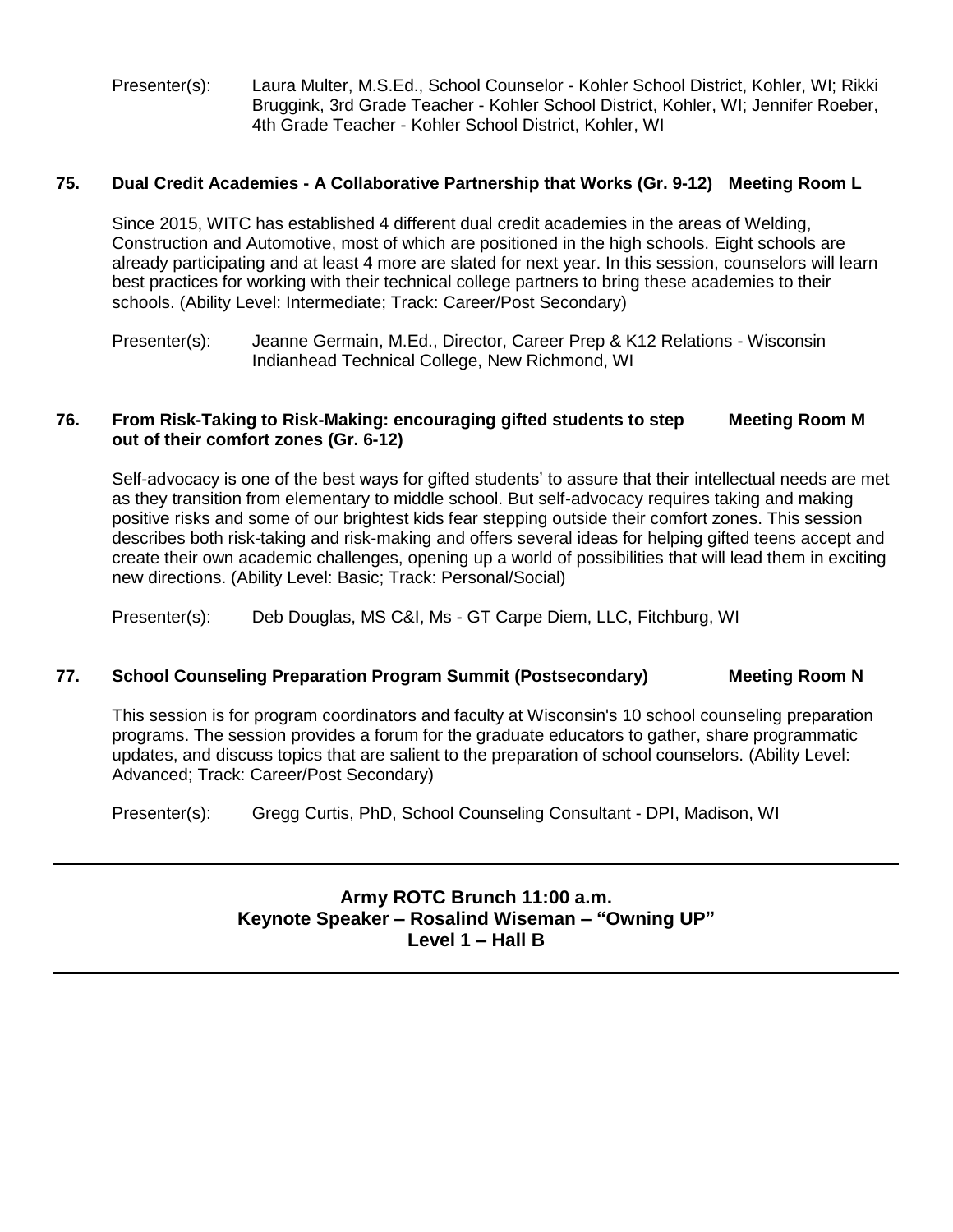Presenter(s): Laura Multer, M.S.Ed., School Counselor - Kohler School District, Kohler, WI; Rikki Bruggink, 3rd Grade Teacher - Kohler School District, Kohler, WI; Jennifer Roeber, 4th Grade Teacher - Kohler School District, Kohler, WI

### 75. Dual Credit Academies - A Collaborative Partnership that Works (Gr. 9-12) Meeting Room L

Since 2015, WITC has established 4 different dual credit academies in the areas of Welding, Construction and Automotive, most of which are positioned in the high schools. Eight schools are already participating and at least 4 more are slated for next year. In this session, counselors will learn best practices for working with their technical college partners to bring these academies to their schools. (Ability Level: Intermediate; Track: Career/Post Secondary)

Presenter(s): Jeanne Germain, M.Ed., Director, Career Prep & K12 Relations - Wisconsin Indianhead Technical College, New Richmond, WI

### 76. From Risk-Taking to Risk-Making: encouraging gifted students to step out of their comfort zones (Gr. 6-12) Meeting Room M

Self-advocacy is one of the best ways for gifted students' to assure that their intellectual needs are met as they transition from elementary to middle school. But self-advocacy requires taking and making positive risks and some of our brightest kids fear stepping outside their comfort zones. This session describes both risk-taking and risk-making and offers several ideas for helping gifted teens accept and create their own academic challenges, opening up a world of possibilities that will lead them in exciting new directions. (Ability Level: Basic; Track: Personal/Social)

Presenter(s): Deb Douglas, MS C&I, Ms - GT Carpe Diem, LLC, Fitchburg, WI

### 77. School Counseling Preparation Program Summit (Postsecondary) Meeting Room N

This session is for program coordinators and faculty at Wisconsin's 10 school counseling preparation programs. The session provides a forum for the graduate educators to gather, share programmatic updates, and discuss topics that are salient to the preparation of school counselors. (Ability Level: Advanced; Track: Career/Post Secondary)

Presenter(s): Gregg Curtis, PhD, School Counseling Consultant - DPI, Madison, WI

---

**Army ROTC Brunch 11:00 a.m.**
**Keynote Speaker – Rosalind Wiseman – "Owning UP"**
**Level 1 – Hall B**

---